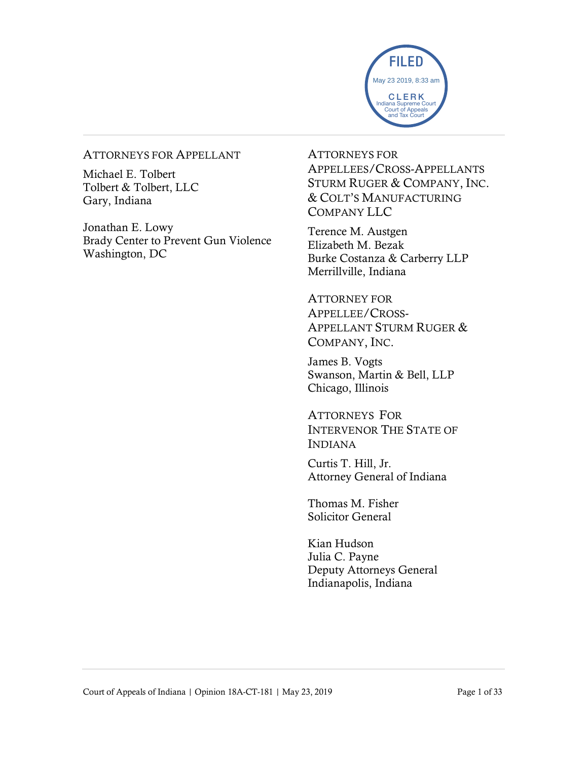FILED
May 23 2019, 8:33 am
CLERK
Indiana Supreme Court
Court of Appeals
and Tax Court

ATTORNEYS FOR APPELLANT

Michael E. Tolbert
Tolbert & Tolbert, LLC
Gary, Indiana

Jonathan E. Lowy
Brady Center to Prevent Gun Violence
Washington, DC

ATTORNEYS FOR APPELLEES/CROSS-APPELLANTS STURM RUGER & COMPANY, INC. & COLT'S MANUFACTURING COMPANY LLC

Terence M. Austgen
Elizabeth M. Bezak
Burke Costanza & Carberry LLP
Merrillville, Indiana

ATTORNEY FOR APPELLEE/CROSS-APPELLANT STURM RUGER & COMPANY, INC.

James B. Vogts
Swanson, Martin & Bell, LLP
Chicago, Illinois

ATTORNEYS FOR INTERVENOR THE STATE OF INDIANA

Curtis T. Hill, Jr.
Attorney General of Indiana

Thomas M. Fisher
Solicitor General

Kian Hudson
Julia C. Payne
Deputy Attorneys General
Indianapolis, Indiana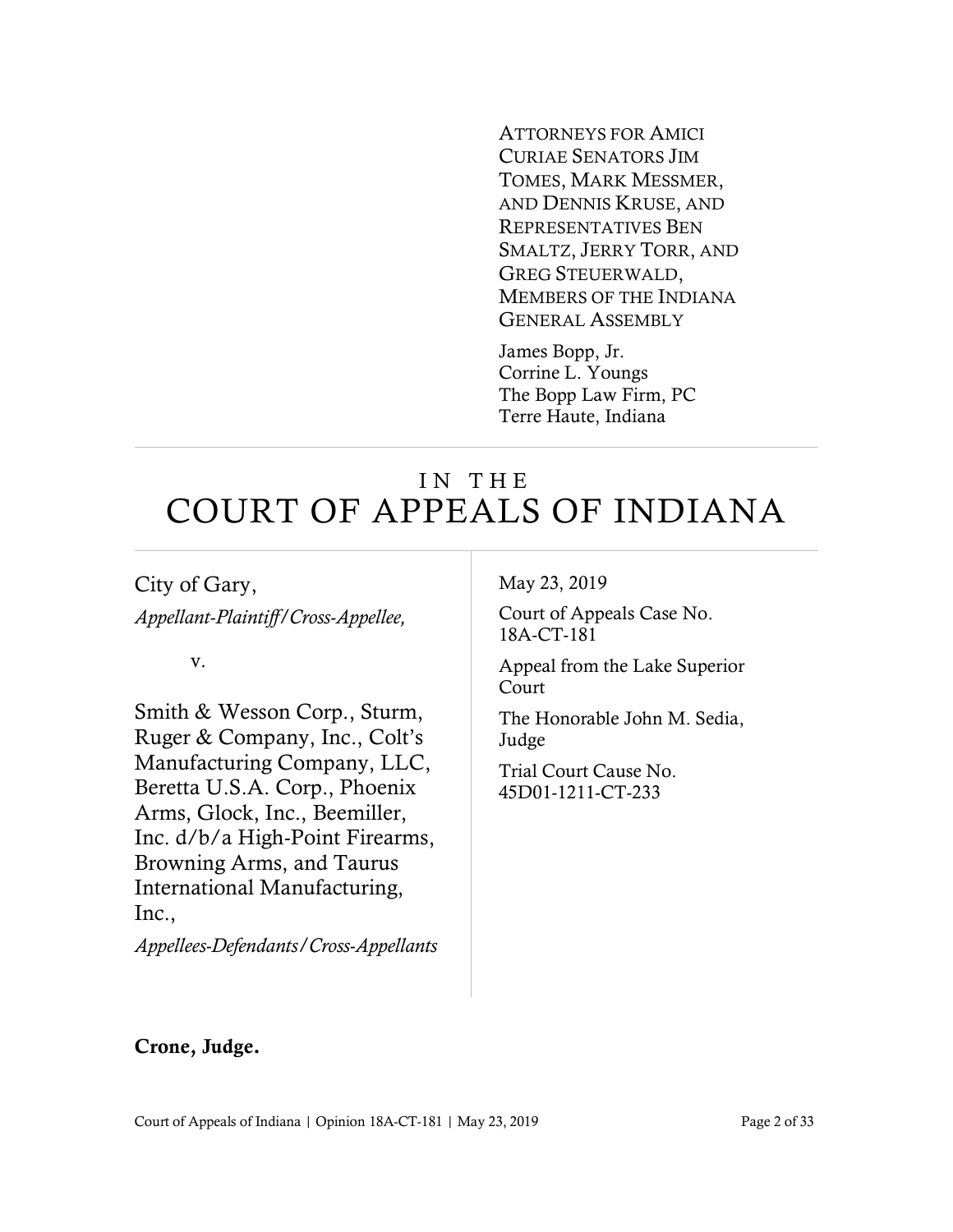ATTORNEYS FOR AMICI CURIAE SENATORS JIM TOMES, MARK MESSMER, AND DENNIS KRUSE, AND REPRESENTATIVES BEN SMALTZ, JERRY TORR, AND GREG STEUERWALD, MEMBERS OF THE INDIANA GENERAL ASSEMBLY

James Bopp, Jr.
Corrine L. Youngs
The Bopp Law Firm, PC
Terre Haute, Indiana

# IN THE COURT OF APPEALS OF INDIANA

City of Gary,
*Appellant-Plaintiff/Cross-Appellee,*

v.

Smith & Wesson Corp., Sturm, Ruger & Company, Inc., Colt's Manufacturing Company, LLC, Beretta U.S.A. Corp., Phoenix Arms, Glock, Inc., Beemiller, Inc. d/b/a High-Point Firearms, Browning Arms, and Taurus International Manufacturing, Inc.,
*Appellees-Defendants/Cross-Appellants*

May 23, 2019

Court of Appeals Case No. 18A-CT-181

Appeal from the Lake Superior Court

The Honorable John M. Sedia, Judge

Trial Court Cause No. 45D01-1211-CT-233

**Crone, Judge.**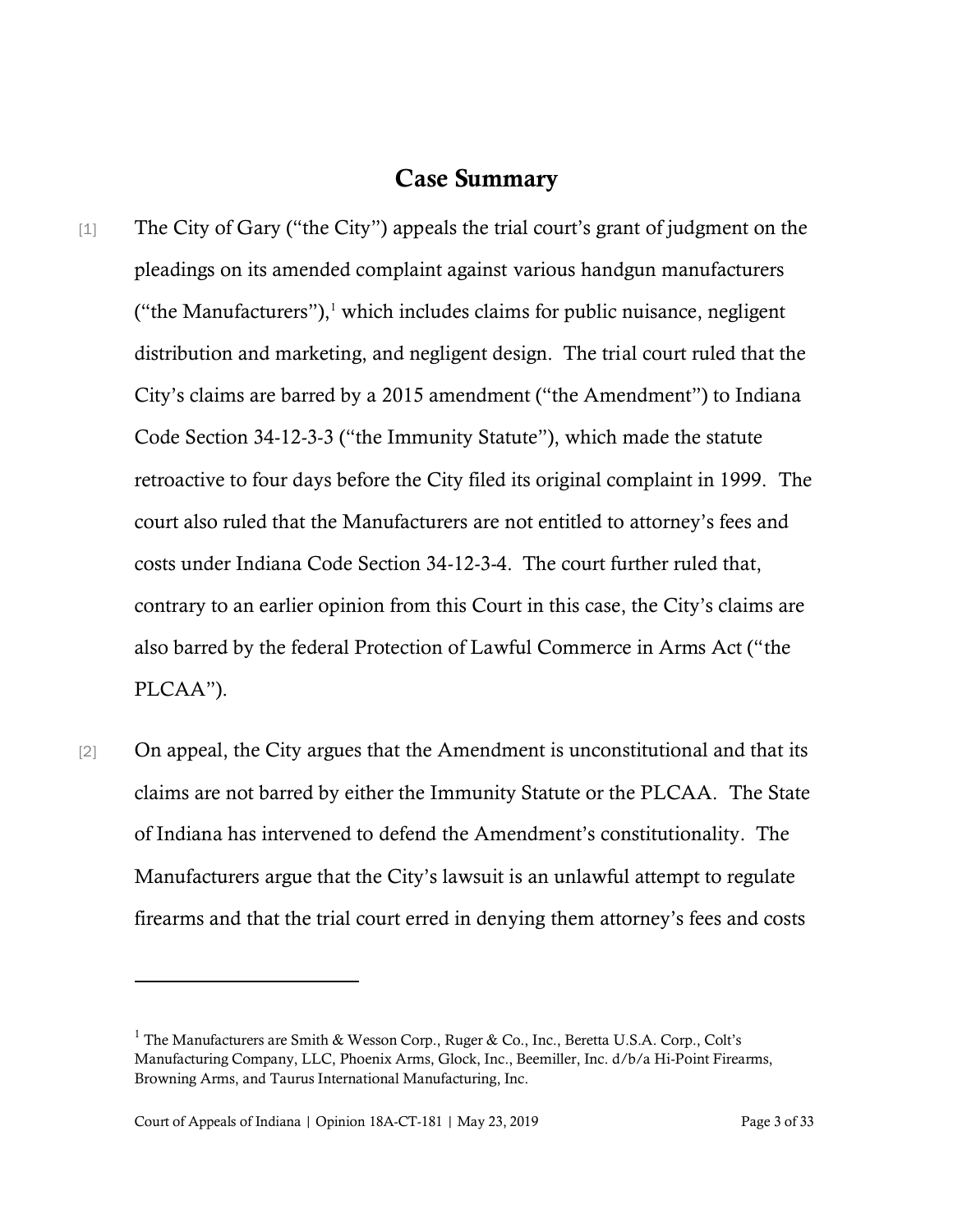## Case Summary

[1] The City of Gary ("the City") appeals the trial court's grant of judgment on the pleadings on its amended complaint against various handgun manufacturers ("the Manufacturers"),[1] which includes claims for public nuisance, negligent distribution and marketing, and negligent design. The trial court ruled that the City's claims are barred by a 2015 amendment ("the Amendment") to Indiana Code Section 34-12-3-3 ("the Immunity Statute"), which made the statute retroactive to four days before the City filed its original complaint in 1999. The court also ruled that the Manufacturers are not entitled to attorney's fees and costs under Indiana Code Section 34-12-3-4. The court further ruled that, contrary to an earlier opinion from this Court in this case, the City's claims are also barred by the federal Protection of Lawful Commerce in Arms Act ("the PLCAA").

[2] On appeal, the City argues that the Amendment is unconstitutional and that its claims are not barred by either the Immunity Statute or the PLCAA. The State of Indiana has intervened to defend the Amendment's constitutionality. The Manufacturers argue that the City's lawsuit is an unlawful attempt to regulate firearms and that the trial court erred in denying them attorney's fees and costs

---

[1] The Manufacturers are Smith & Wesson Corp., Ruger & Co., Inc., Beretta U.S.A. Corp., Colt's Manufacturing Company, LLC, Phoenix Arms, Glock, Inc., Beemiller, Inc. d/b/a Hi-Point Firearms, Browning Arms, and Taurus International Manufacturing, Inc.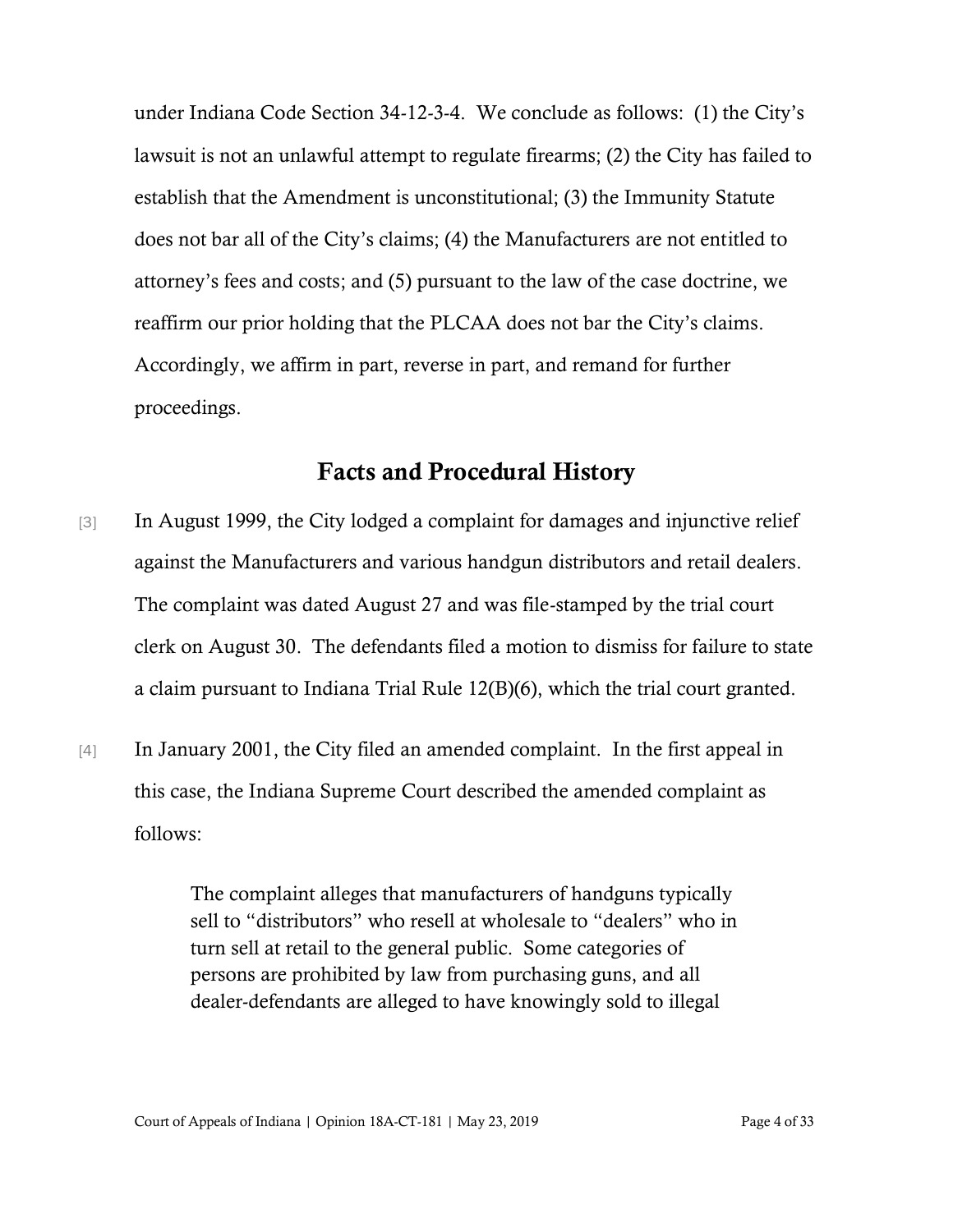under Indiana Code Section 34-12-3-4. We conclude as follows: (1) the City's lawsuit is not an unlawful attempt to regulate firearms; (2) the City has failed to establish that the Amendment is unconstitutional; (3) the Immunity Statute does not bar all of the City's claims; (4) the Manufacturers are not entitled to attorney's fees and costs; and (5) pursuant to the law of the case doctrine, we reaffirm our prior holding that the PLCAA does not bar the City's claims. Accordingly, we affirm in part, reverse in part, and remand for further proceedings.

## Facts and Procedural History

[3] In August 1999, the City lodged a complaint for damages and injunctive relief against the Manufacturers and various handgun distributors and retail dealers. The complaint was dated August 27 and was file-stamped by the trial court clerk on August 30. The defendants filed a motion to dismiss for failure to state a claim pursuant to Indiana Trial Rule 12(B)(6), which the trial court granted.

[4] In January 2001, the City filed an amended complaint. In the first appeal in this case, the Indiana Supreme Court described the amended complaint as follows:

> The complaint alleges that manufacturers of handguns typically sell to "distributors" who resell at wholesale to "dealers" who in turn sell at retail to the general public. Some categories of persons are prohibited by law from purchasing guns, and all dealer-defendants are alleged to have knowingly sold to illegal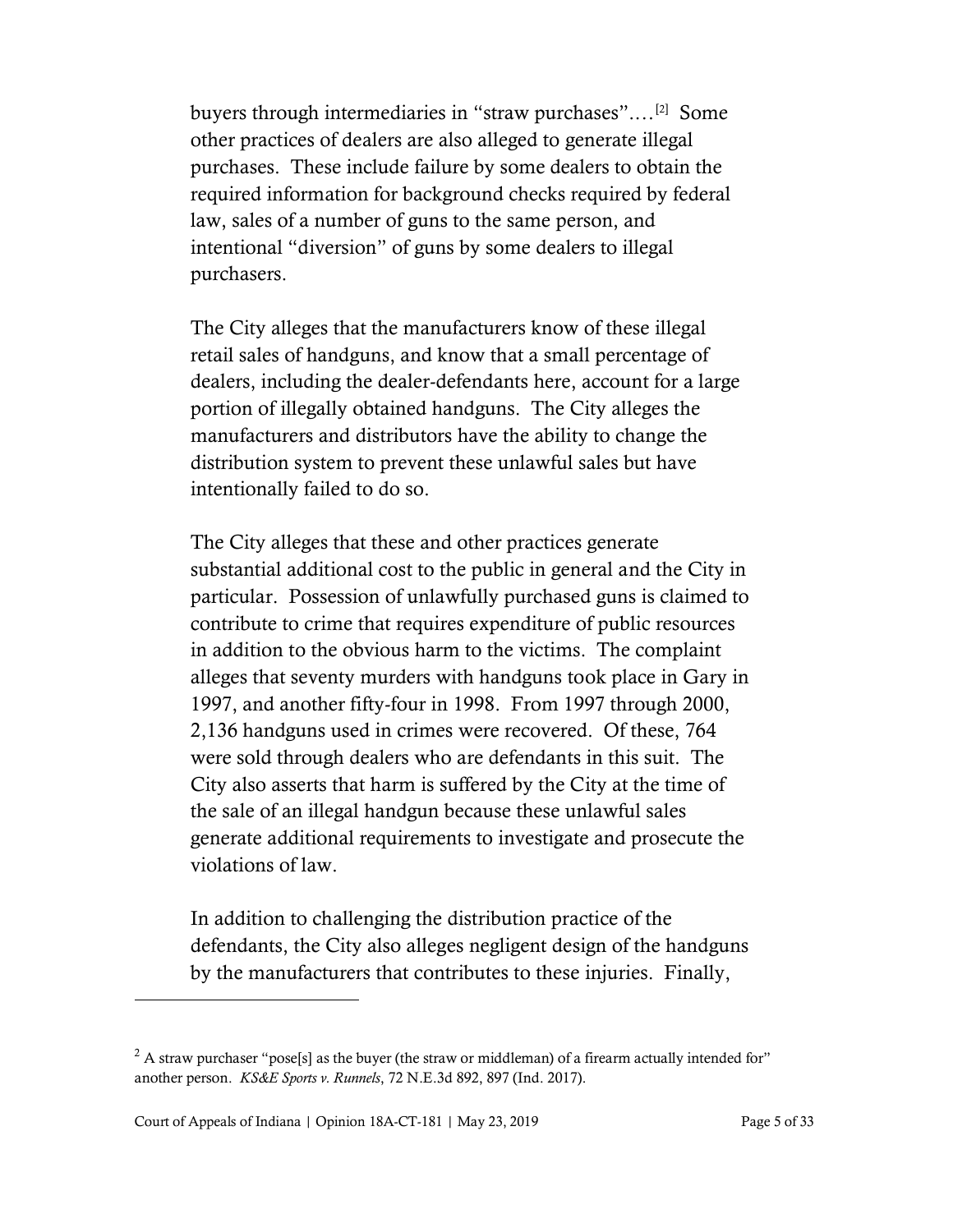buyers through intermediaries in "straw purchases"....[2] Some other practices of dealers are also alleged to generate illegal purchases. These include failure by some dealers to obtain the required information for background checks required by federal law, sales of a number of guns to the same person, and intentional "diversion" of guns by some dealers to illegal purchasers.

The City alleges that the manufacturers know of these illegal retail sales of handguns, and know that a small percentage of dealers, including the dealer-defendants here, account for a large portion of illegally obtained handguns. The City alleges the manufacturers and distributors have the ability to change the distribution system to prevent these unlawful sales but have intentionally failed to do so.

The City alleges that these and other practices generate substantial additional cost to the public in general and the City in particular. Possession of unlawfully purchased guns is claimed to contribute to crime that requires expenditure of public resources in addition to the obvious harm to the victims. The complaint alleges that seventy murders with handguns took place in Gary in 1997, and another fifty-four in 1998. From 1997 through 2000, 2,136 handguns used in crimes were recovered. Of these, 764 were sold through dealers who are defendants in this suit. The City also asserts that harm is suffered by the City at the time of the sale of an illegal handgun because these unlawful sales generate additional requirements to investigate and prosecute the violations of law.

In addition to challenging the distribution practice of the defendants, the City also alleges negligent design of the handguns by the manufacturers that contributes to these injuries. Finally,

---

[2] A straw purchaser "pose[s] as the buyer (the straw or middleman) of a firearm actually intended for" another person. *KS&E Sports v. Runnels*, 72 N.E.3d 892, 897 (Ind. 2017).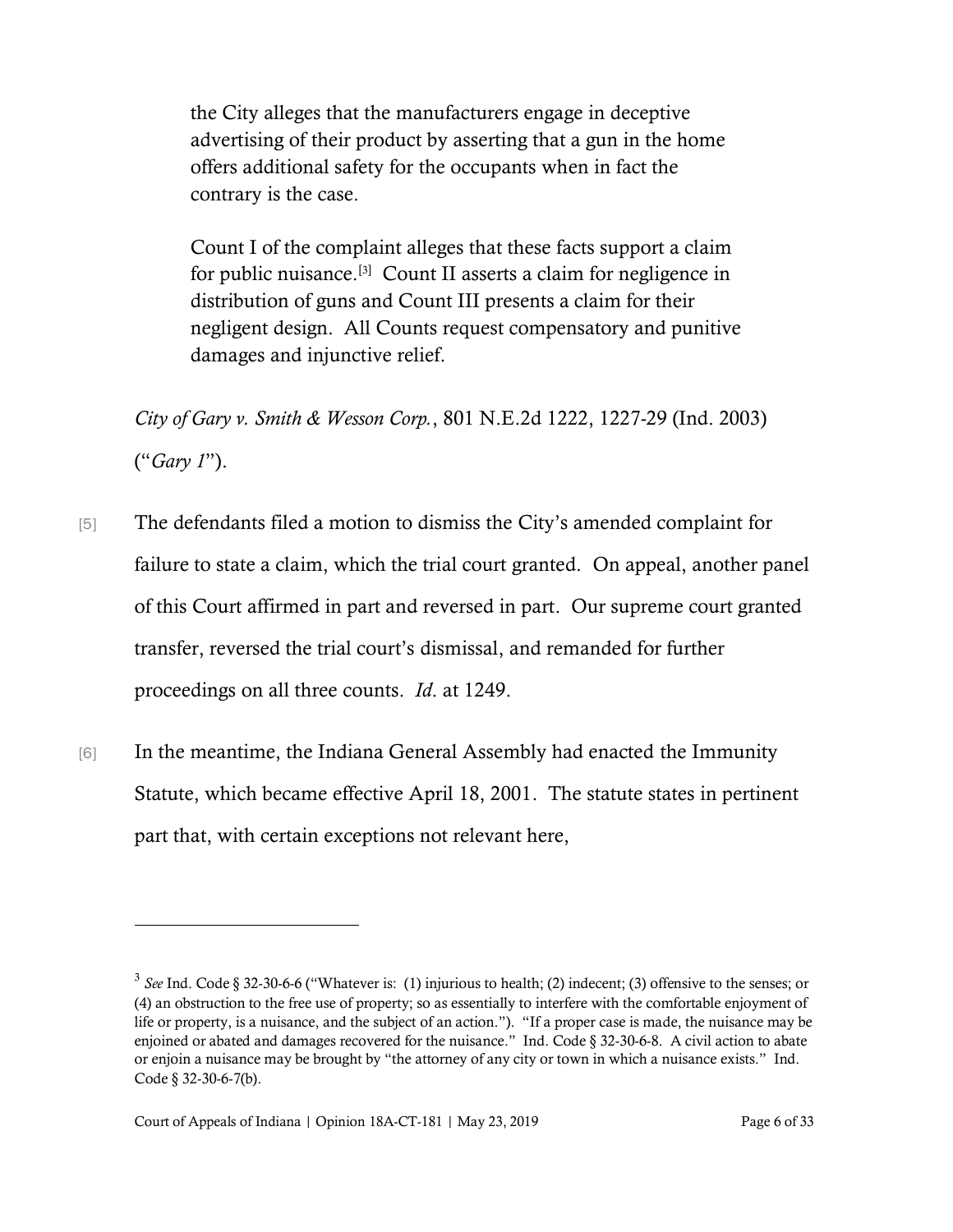> the City alleges that the manufacturers engage in deceptive advertising of their product by asserting that a gun in the home offers additional safety for the occupants when in fact the contrary is the case.
>
> Count I of the complaint alleges that these facts support a claim for public nuisance.[3] Count II asserts a claim for negligence in distribution of guns and Count III presents a claim for their negligent design. All Counts request compensatory and punitive damages and injunctive relief.

*City of Gary v. Smith & Wesson Corp.*, 801 N.E.2d 1222, 1227-29 (Ind. 2003) ("*Gary 1*").

[5] The defendants filed a motion to dismiss the City's amended complaint for failure to state a claim, which the trial court granted. On appeal, another panel of this Court affirmed in part and reversed in part. Our supreme court granted transfer, reversed the trial court's dismissal, and remanded for further proceedings on all three counts. *Id*. at 1249.

[6] In the meantime, the Indiana General Assembly had enacted the Immunity Statute, which became effective April 18, 2001. The statute states in pertinent part that, with certain exceptions not relevant here,

---

[3] *See* Ind. Code § 32-30-6-6 ("Whatever is: (1) injurious to health; (2) indecent; (3) offensive to the senses; or (4) an obstruction to the free use of property; so as essentially to interfere with the comfortable enjoyment of life or property, is a nuisance, and the subject of an action."). "If a proper case is made, the nuisance may be enjoined or abated and damages recovered for the nuisance." Ind. Code § 32-30-6-8. A civil action to abate or enjoin a nuisance may be brought by "the attorney of any city or town in which a nuisance exists." Ind. Code § 32-30-6-7(b).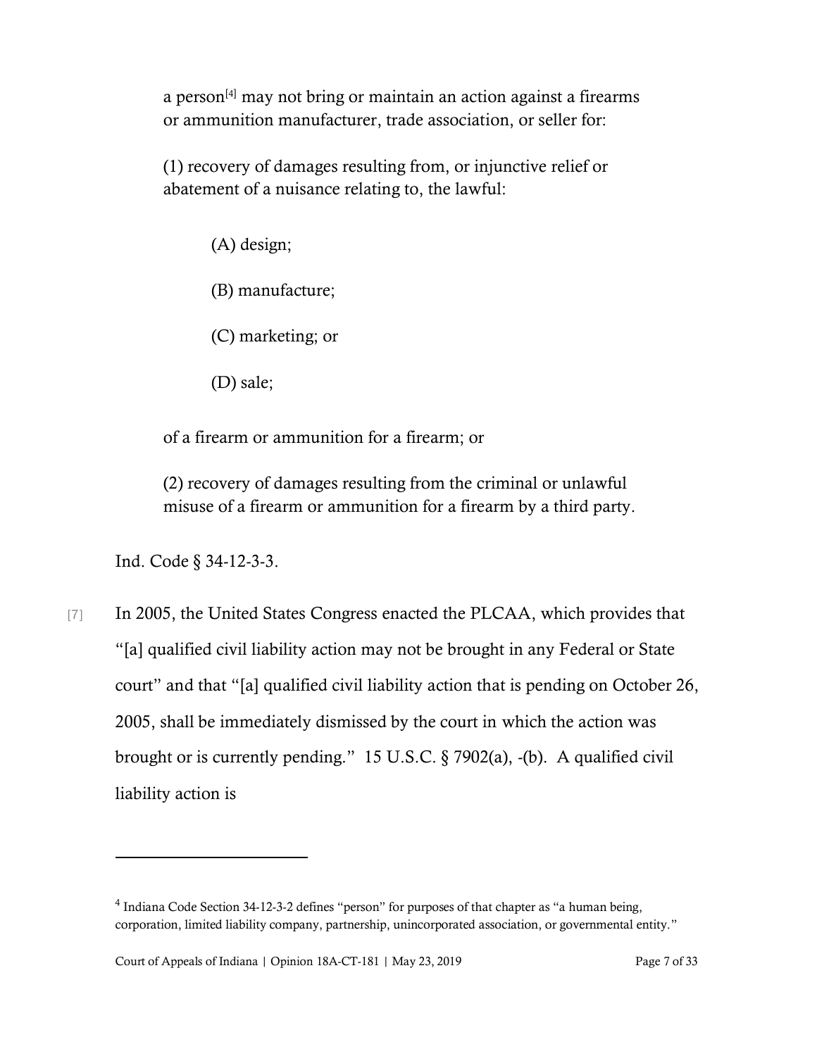> a person[4] may not bring or maintain an action against a firearms or ammunition manufacturer, trade association, or seller for:
>
> (1) recovery of damages resulting from, or injunctive relief or abatement of a nuisance relating to, the lawful:
>
> > (A) design;
> >
> > (B) manufacture;
> >
> > (C) marketing; or
> >
> > (D) sale;
>
> of a firearm or ammunition for a firearm; or
>
> (2) recovery of damages resulting from the criminal or unlawful misuse of a firearm or ammunition for a firearm by a third party.

Ind. Code § 34-12-3-3.

[7] In 2005, the United States Congress enacted the PLCAA, which provides that "[a] qualified civil liability action may not be brought in any Federal or State court" and that "[a] qualified civil liability action that is pending on October 26, 2005, shall be immediately dismissed by the court in which the action was brought or is currently pending." 15 U.S.C. § 7902(a), -(b). A qualified civil liability action is

---

[4] Indiana Code Section 34-12-3-2 defines "person" for purposes of that chapter as "a human being, corporation, limited liability company, partnership, unincorporated association, or governmental entity."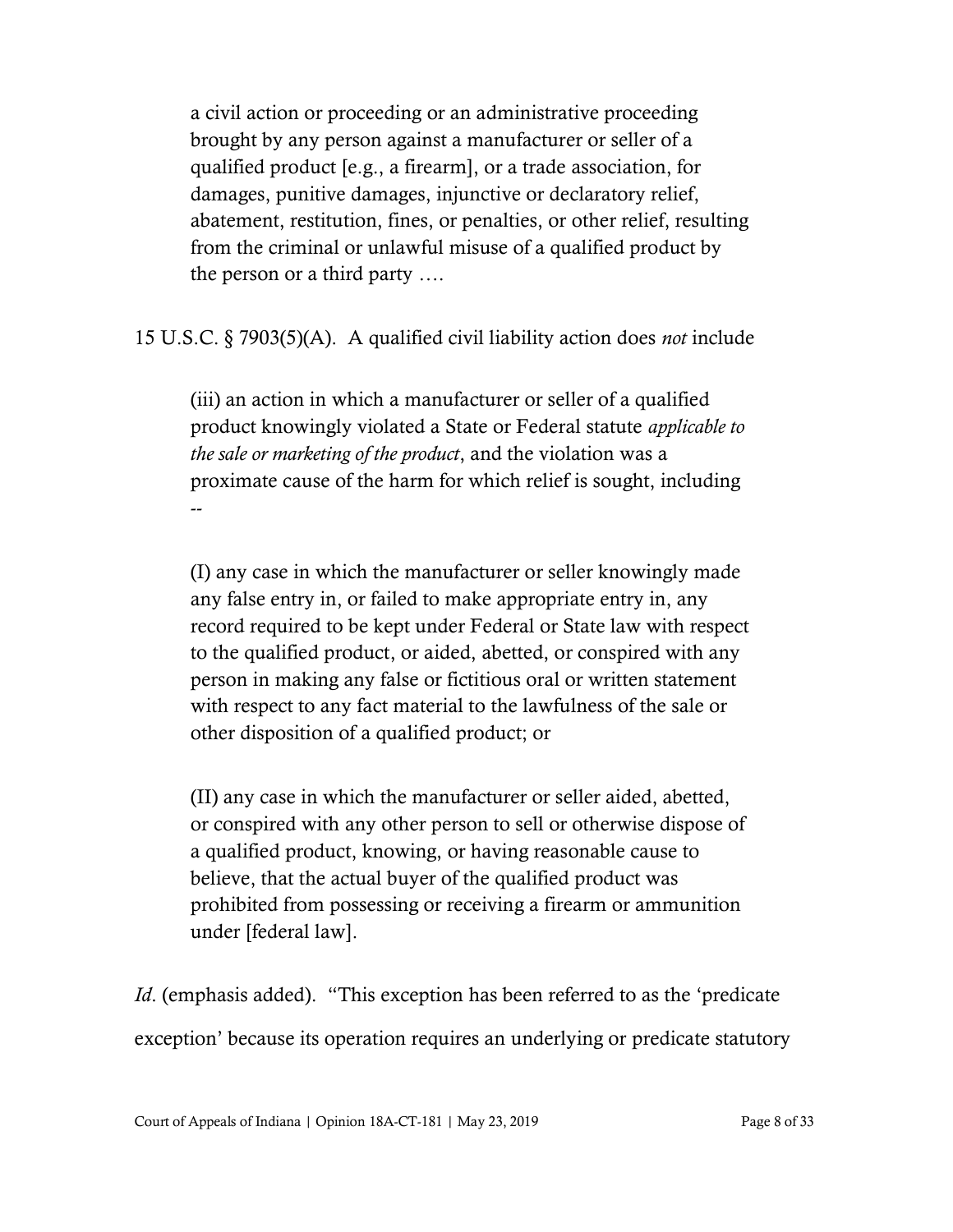> a civil action or proceeding or an administrative proceeding brought by any person against a manufacturer or seller of a qualified product [e.g., a firearm], or a trade association, for damages, punitive damages, injunctive or declaratory relief, abatement, restitution, fines, or penalties, or other relief, resulting from the criminal or unlawful misuse of a qualified product by the person or a third party ….

15 U.S.C. § 7903(5)(A). A qualified civil liability action does *not* include

> (iii) an action in which a manufacturer or seller of a qualified product knowingly violated a State or Federal statute *applicable to the sale or marketing of the product*, and the violation was a proximate cause of the harm for which relief is sought, including --
>
> (I) any case in which the manufacturer or seller knowingly made any false entry in, or failed to make appropriate entry in, any record required to be kept under Federal or State law with respect to the qualified product, or aided, abetted, or conspired with any person in making any false or fictitious oral or written statement with respect to any fact material to the lawfulness of the sale or other disposition of a qualified product; or
>
> (II) any case in which the manufacturer or seller aided, abetted, or conspired with any other person to sell or otherwise dispose of a qualified product, knowing, or having reasonable cause to believe, that the actual buyer of the qualified product was prohibited from possessing or receiving a firearm or ammunition under [federal law].

*Id*. (emphasis added). "This exception has been referred to as the 'predicate exception' because its operation requires an underlying or predicate statutory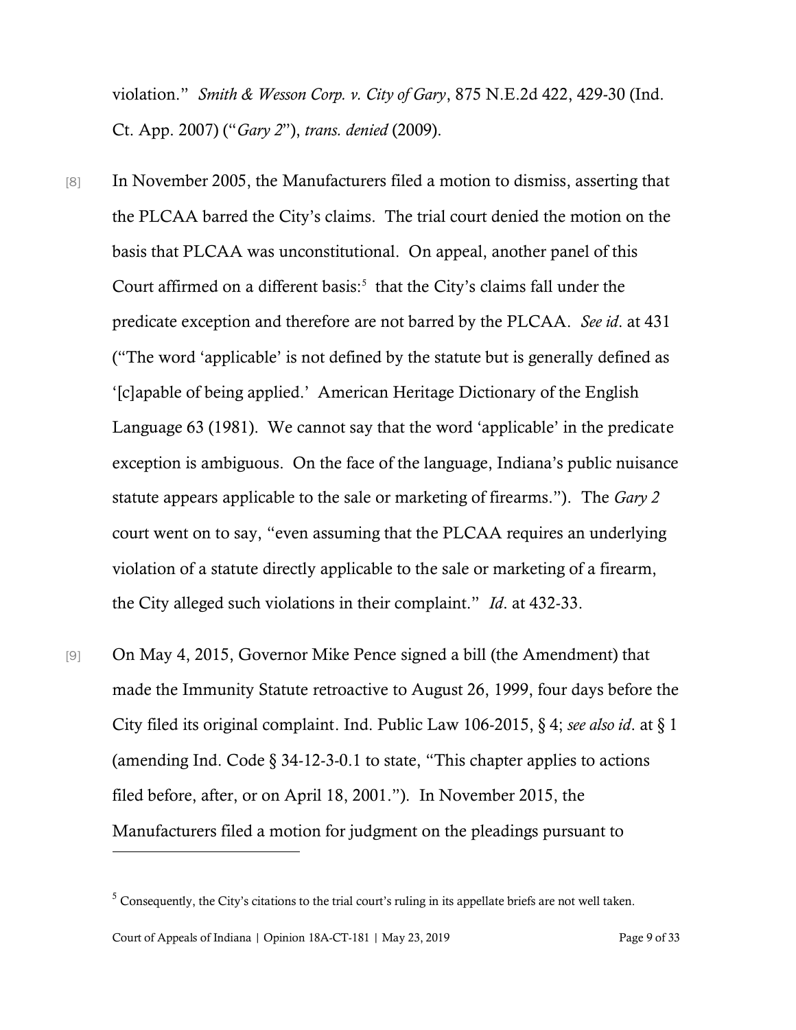violation." *Smith & Wesson Corp. v. City of Gary*, 875 N.E.2d 422, 429-30 (Ind. Ct. App. 2007) ("*Gary 2*"), *trans. denied* (2009).

[8] In November 2005, the Manufacturers filed a motion to dismiss, asserting that the PLCAA barred the City's claims. The trial court denied the motion on the basis that PLCAA was unconstitutional. On appeal, another panel of this Court affirmed on a different basis:[5] that the City's claims fall under the predicate exception and therefore are not barred by the PLCAA. *See id*. at 431 ("The word 'applicable' is not defined by the statute but is generally defined as '[c]apable of being applied.' American Heritage Dictionary of the English Language 63 (1981). We cannot say that the word 'applicable' in the predicate exception is ambiguous. On the face of the language, Indiana's public nuisance statute appears applicable to the sale or marketing of firearms."). The *Gary 2* court went on to say, "even assuming that the PLCAA requires an underlying violation of a statute directly applicable to the sale or marketing of a firearm, the City alleged such violations in their complaint." *Id*. at 432-33.

[9] On May 4, 2015, Governor Mike Pence signed a bill (the Amendment) that made the Immunity Statute retroactive to August 26, 1999, four days before the City filed its original complaint. Ind. Public Law 106-2015, § 4; *see also id*. at § 1 (amending Ind. Code § 34-12-3-0.1 to state, "This chapter applies to actions filed before, after, or on April 18, 2001."). In November 2015, the Manufacturers filed a motion for judgment on the pleadings pursuant to

---

[5] Consequently, the City's citations to the trial court's ruling in its appellate briefs are not well taken.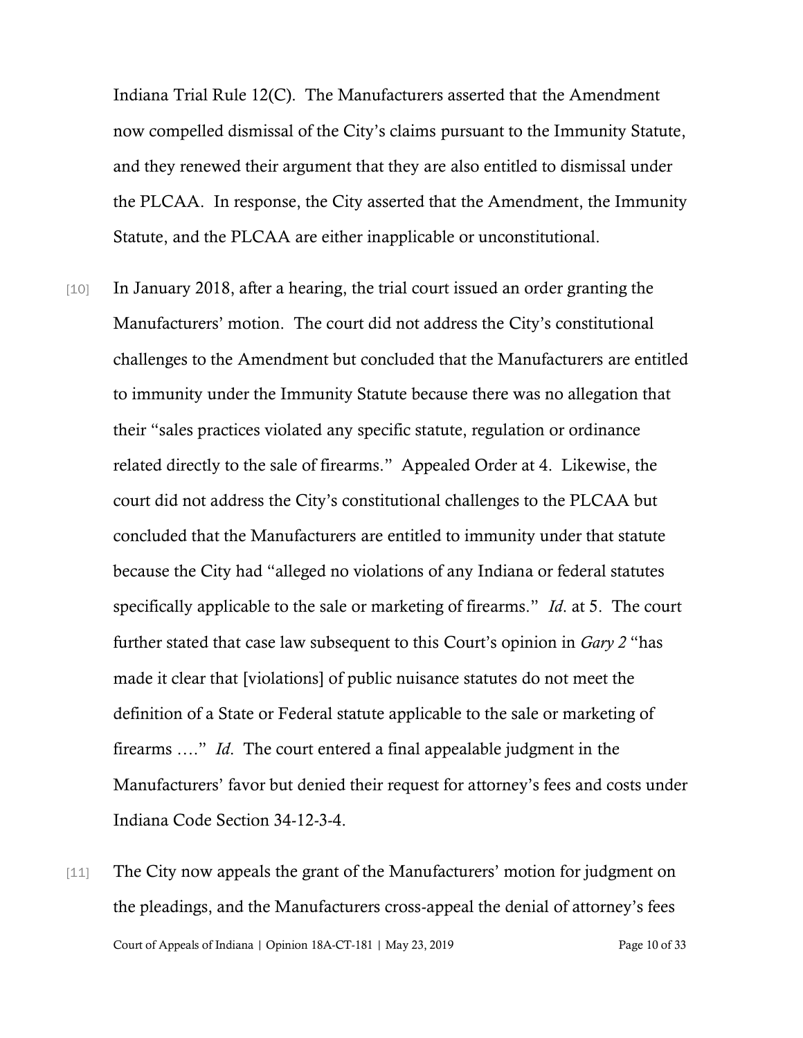Indiana Trial Rule 12(C). The Manufacturers asserted that the Amendment now compelled dismissal of the City's claims pursuant to the Immunity Statute, and they renewed their argument that they are also entitled to dismissal under the PLCAA. In response, the City asserted that the Amendment, the Immunity Statute, and the PLCAA are either inapplicable or unconstitutional.

[10] In January 2018, after a hearing, the trial court issued an order granting the Manufacturers' motion. The court did not address the City's constitutional challenges to the Amendment but concluded that the Manufacturers are entitled to immunity under the Immunity Statute because there was no allegation that their "sales practices violated any specific statute, regulation or ordinance related directly to the sale of firearms." Appealed Order at 4. Likewise, the court did not address the City's constitutional challenges to the PLCAA but concluded that the Manufacturers are entitled to immunity under that statute because the City had "alleged no violations of any Indiana or federal statutes specifically applicable to the sale or marketing of firearms." *Id*. at 5. The court further stated that case law subsequent to this Court's opinion in *Gary 2* "has made it clear that [violations] of public nuisance statutes do not meet the definition of a State or Federal statute applicable to the sale or marketing of firearms …." *Id*. The court entered a final appealable judgment in the Manufacturers' favor but denied their request for attorney's fees and costs under Indiana Code Section 34-12-3-4.

[11] The City now appeals the grant of the Manufacturers' motion for judgment on the pleadings, and the Manufacturers cross-appeal the denial of attorney's fees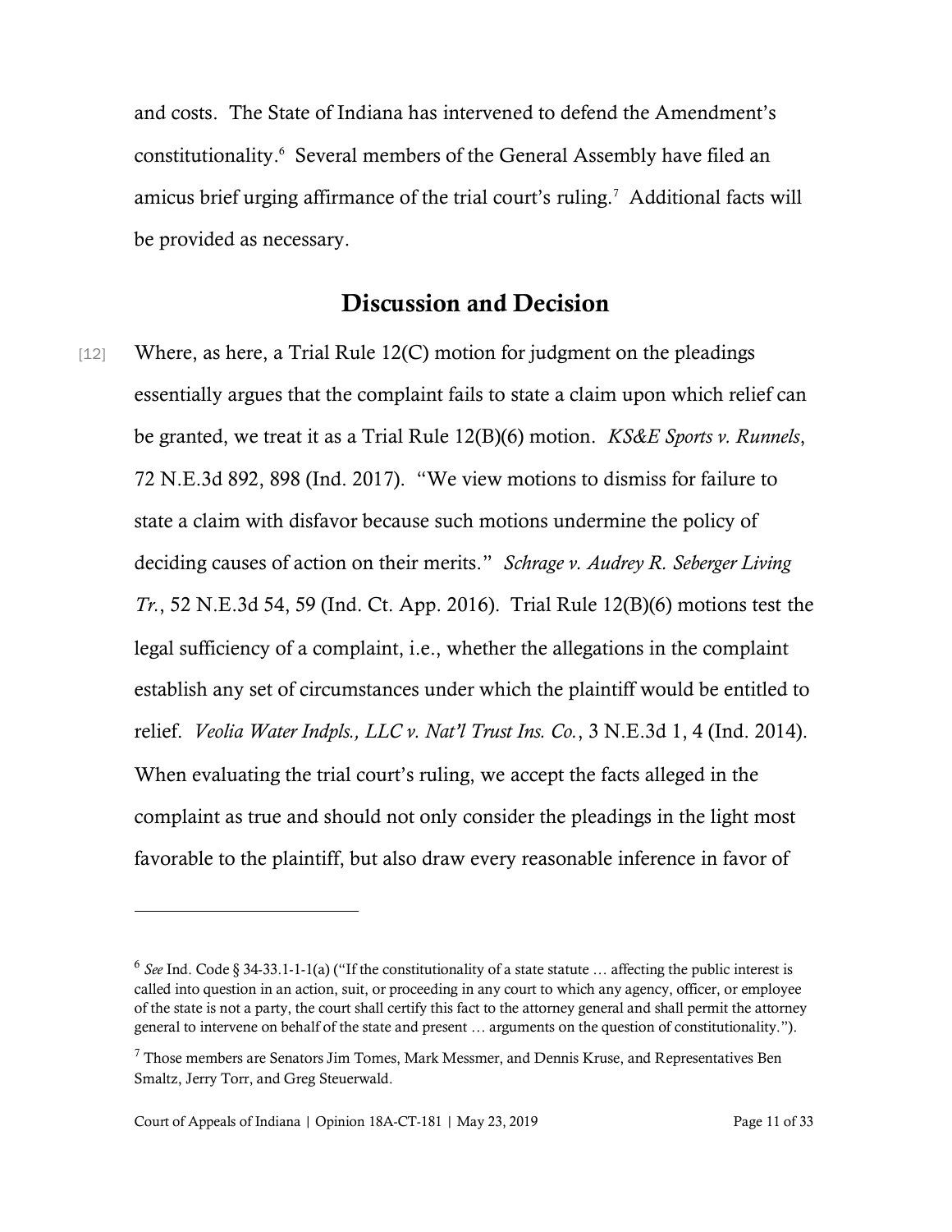and costs. The State of Indiana has intervened to defend the Amendment's constitutionality.[6] Several members of the General Assembly have filed an amicus brief urging affirmance of the trial court's ruling.[7] Additional facts will be provided as necessary.

## Discussion and Decision

[12] Where, as here, a Trial Rule 12(C) motion for judgment on the pleadings essentially argues that the complaint fails to state a claim upon which relief can be granted, we treat it as a Trial Rule 12(B)(6) motion. *KS&E Sports v. Runnels*, 72 N.E.3d 892, 898 (Ind. 2017). "We view motions to dismiss for failure to state a claim with disfavor because such motions undermine the policy of deciding causes of action on their merits." *Schrage v. Audrey R. Seberger Living Tr.*, 52 N.E.3d 54, 59 (Ind. Ct. App. 2016). Trial Rule 12(B)(6) motions test the legal sufficiency of a complaint, i.e., whether the allegations in the complaint establish any set of circumstances under which the plaintiff would be entitled to relief. *Veolia Water Indpls., LLC v. Nat'l Trust Ins. Co.*, 3 N.E.3d 1, 4 (Ind. 2014). When evaluating the trial court's ruling, we accept the facts alleged in the complaint as true and should not only consider the pleadings in the light most favorable to the plaintiff, but also draw every reasonable inference in favor of

---

[6] *See* Ind. Code § 34-33.1-1-1(a) ("If the constitutionality of a state statute … affecting the public interest is called into question in an action, suit, or proceeding in any court to which any agency, officer, or employee of the state is not a party, the court shall certify this fact to the attorney general and shall permit the attorney general to intervene on behalf of the state and present … arguments on the question of constitutionality.").

[7] Those members are Senators Jim Tomes, Mark Messmer, and Dennis Kruse, and Representatives Ben Smaltz, Jerry Torr, and Greg Steuerwald.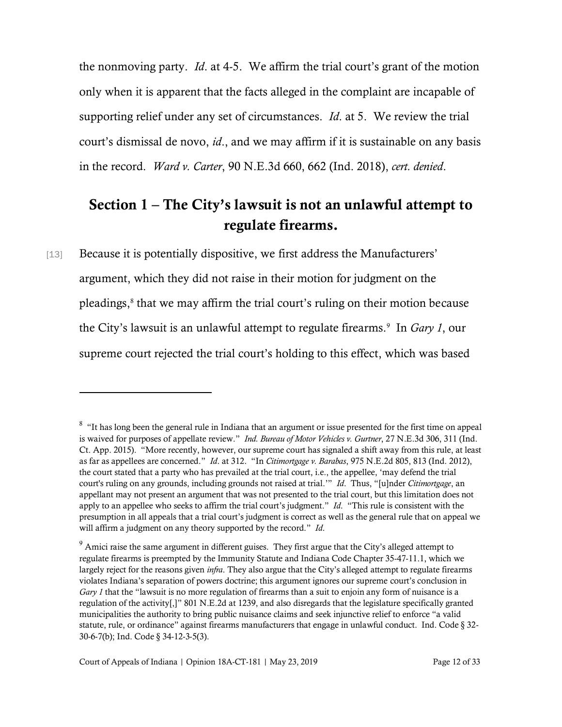the nonmoving party. *Id*. at 4-5. We affirm the trial court's grant of the motion only when it is apparent that the facts alleged in the complaint are incapable of supporting relief under any set of circumstances. *Id*. at 5. We review the trial court's dismissal de novo, *id*., and we may affirm if it is sustainable on any basis in the record. *Ward v. Carter*, 90 N.E.3d 660, 662 (Ind. 2018), *cert. denied*.

## Section 1 – The City's lawsuit is not an unlawful attempt to regulate firearms.

[13] Because it is potentially dispositive, we first address the Manufacturers' argument, which they did not raise in their motion for judgment on the pleadings,[8] that we may affirm the trial court's ruling on their motion because the City's lawsuit is an unlawful attempt to regulate firearms.[9] In *Gary 1*, our supreme court rejected the trial court's holding to this effect, which was based

---

[8] "It has long been the general rule in Indiana that an argument or issue presented for the first time on appeal is waived for purposes of appellate review." *Ind. Bureau of Motor Vehicles v. Gurtner*, 27 N.E.3d 306, 311 (Ind. Ct. App. 2015). "More recently, however, our supreme court has signaled a shift away from this rule, at least as far as appellees are concerned." *Id*. at 312. "In *Citimortgage v. Barabas*, 975 N.E.2d 805, 813 (Ind. 2012), the court stated that a party who has prevailed at the trial court, i.e., the appellee, 'may defend the trial court's ruling on any grounds, including grounds not raised at trial.'" *Id*. Thus, "[u]nder *Citimortgage*, an appellant may not present an argument that was not presented to the trial court, but this limitation does not apply to an appellee who seeks to affirm the trial court's judgment." *Id*. "This rule is consistent with the presumption in all appeals that a trial court's judgment is correct as well as the general rule that on appeal we will affirm a judgment on any theory supported by the record." *Id*.

[9] Amici raise the same argument in different guises. They first argue that the City's alleged attempt to regulate firearms is preempted by the Immunity Statute and Indiana Code Chapter 35-47-11.1, which we largely reject for the reasons given *infra*. They also argue that the City's alleged attempt to regulate firearms violates Indiana's separation of powers doctrine; this argument ignores our supreme court's conclusion in *Gary 1* that the "lawsuit is no more regulation of firearms than a suit to enjoin any form of nuisance is a regulation of the activity[,]" 801 N.E.2d at 1239, and also disregards that the legislature specifically granted municipalities the authority to bring public nuisance claims and seek injunctive relief to enforce "a valid statute, rule, or ordinance" against firearms manufacturers that engage in unlawful conduct. Ind. Code § 32-30-6-7(b); Ind. Code § 34-12-3-5(3).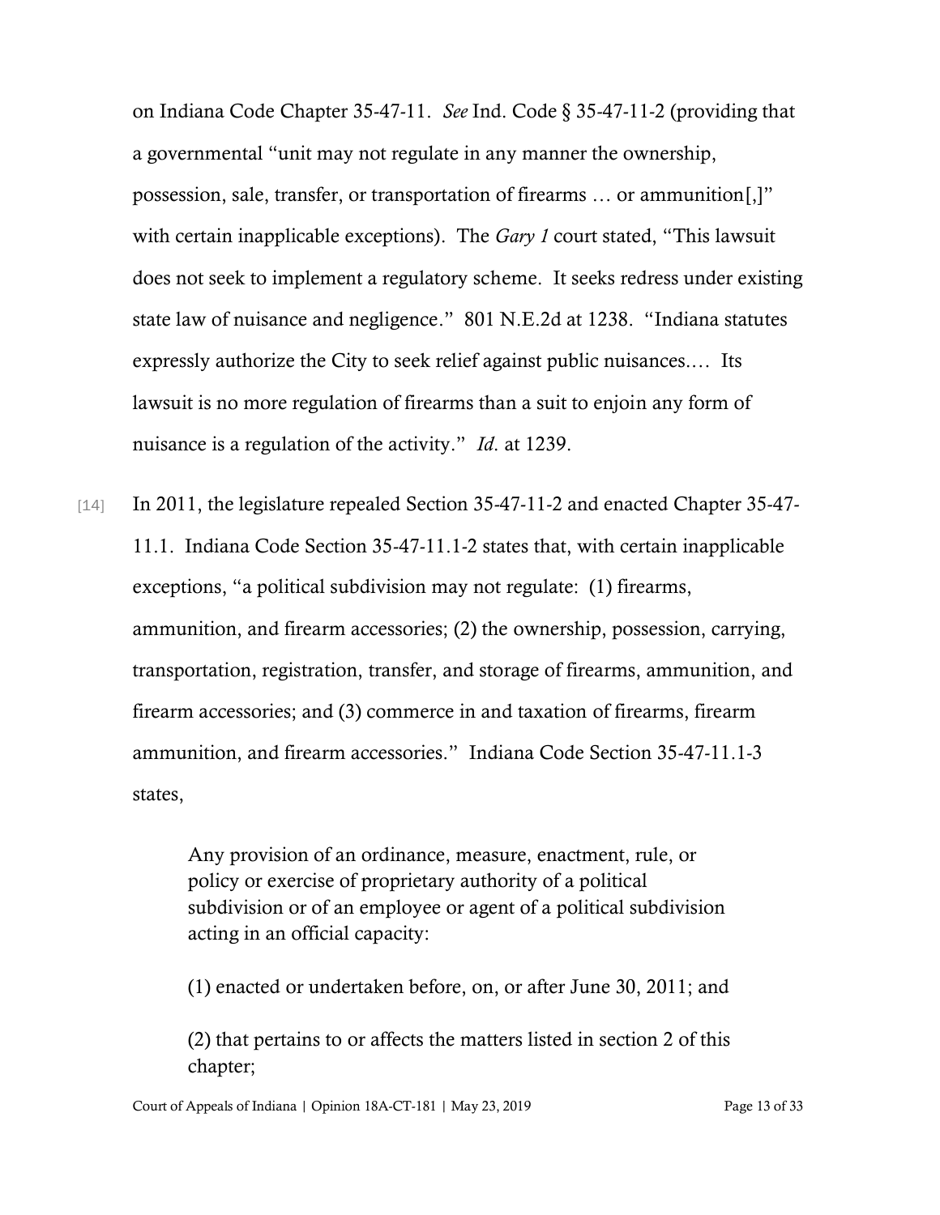on Indiana Code Chapter 35-47-11. *See* Ind. Code § 35-47-11-2 (providing that a governmental "unit may not regulate in any manner the ownership, possession, sale, transfer, or transportation of firearms … or ammunition[,]" with certain inapplicable exceptions). The *Gary 1* court stated, "This lawsuit does not seek to implement a regulatory scheme. It seeks redress under existing state law of nuisance and negligence." 801 N.E.2d at 1238. "Indiana statutes expressly authorize the City to seek relief against public nuisances.… Its lawsuit is no more regulation of firearms than a suit to enjoin any form of nuisance is a regulation of the activity." *Id*. at 1239.

[14] In 2011, the legislature repealed Section 35-47-11-2 and enacted Chapter 35-47-11.1. Indiana Code Section 35-47-11.1-2 states that, with certain inapplicable exceptions, "a political subdivision may not regulate: (1) firearms, ammunition, and firearm accessories; (2) the ownership, possession, carrying, transportation, registration, transfer, and storage of firearms, ammunition, and firearm accessories; and (3) commerce in and taxation of firearms, firearm ammunition, and firearm accessories." Indiana Code Section 35-47-11.1-3 states,

> Any provision of an ordinance, measure, enactment, rule, or policy or exercise of proprietary authority of a political subdivision or of an employee or agent of a political subdivision acting in an official capacity:
>
> (1) enacted or undertaken before, on, or after June 30, 2011; and
>
> (2) that pertains to or affects the matters listed in section 2 of this chapter;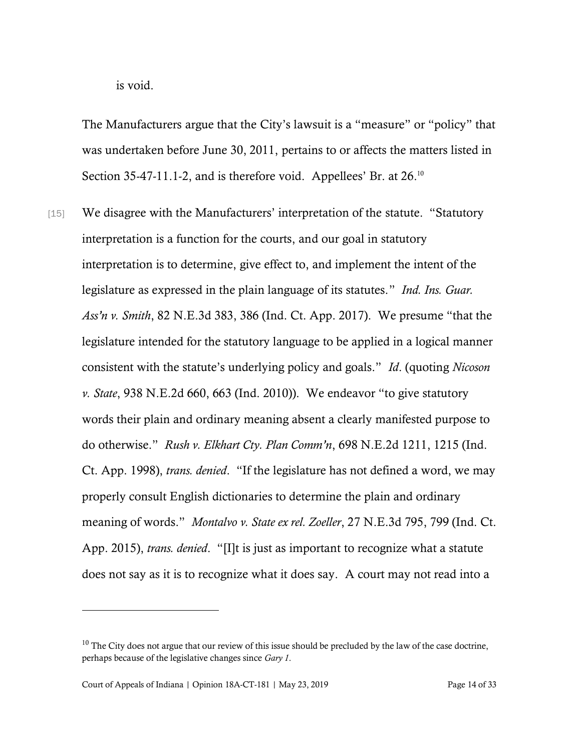is void.

The Manufacturers argue that the City's lawsuit is a "measure" or "policy" that was undertaken before June 30, 2011, pertains to or affects the matters listed in Section 35-47-11.1-2, and is therefore void. Appellees' Br. at 26.[10]

[15] We disagree with the Manufacturers' interpretation of the statute. "Statutory interpretation is a function for the courts, and our goal in statutory interpretation is to determine, give effect to, and implement the intent of the legislature as expressed in the plain language of its statutes." *Ind. Ins. Guar. Ass'n v. Smith*, 82 N.E.3d 383, 386 (Ind. Ct. App. 2017). We presume "that the legislature intended for the statutory language to be applied in a logical manner consistent with the statute's underlying policy and goals." *Id*. (quoting *Nicoson v. State*, 938 N.E.2d 660, 663 (Ind. 2010)). We endeavor "to give statutory words their plain and ordinary meaning absent a clearly manifested purpose to do otherwise." *Rush v. Elkhart Cty. Plan Comm'n*, 698 N.E.2d 1211, 1215 (Ind. Ct. App. 1998), *trans. denied*. "If the legislature has not defined a word, we may properly consult English dictionaries to determine the plain and ordinary meaning of words." *Montalvo v. State ex rel. Zoeller*, 27 N.E.3d 795, 799 (Ind. Ct. App. 2015), *trans. denied*. "[I]t is just as important to recognize what a statute does not say as it is to recognize what it does say. A court may not read into a

---

[10] The City does not argue that our review of this issue should be precluded by the law of the case doctrine, perhaps because of the legislative changes since *Gary 1*.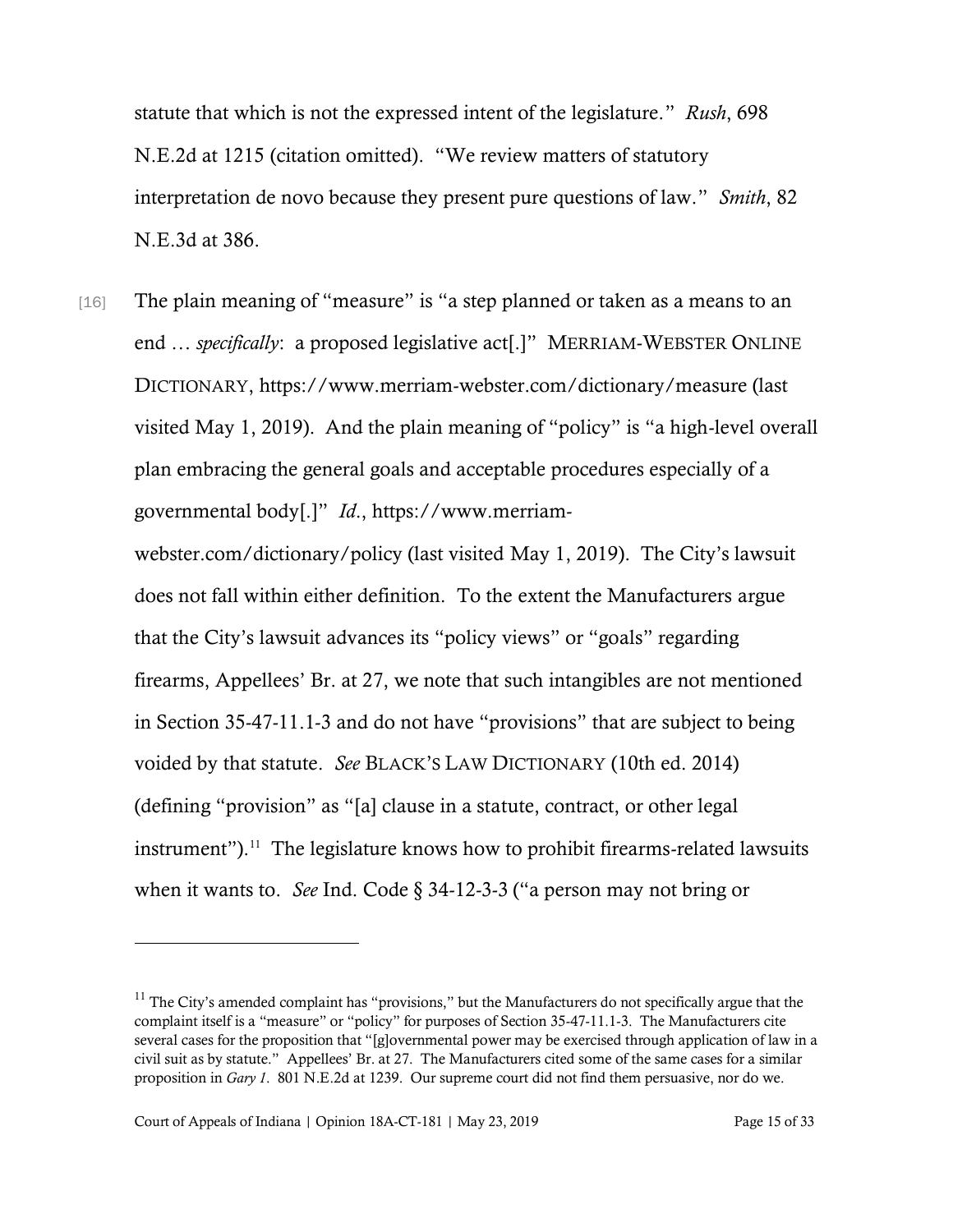statute that which is not the expressed intent of the legislature." *Rush*, 698 N.E.2d at 1215 (citation omitted). "We review matters of statutory interpretation de novo because they present pure questions of law." *Smith*, 82 N.E.3d at 386.

[16] The plain meaning of "measure" is "a step planned or taken as a means to an end … *specifically*: a proposed legislative act[.]" MERRIAM-WEBSTER ONLINE DICTIONARY, https://www.merriam-webster.com/dictionary/measure (last visited May 1, 2019). And the plain meaning of "policy" is "a high-level overall plan embracing the general goals and acceptable procedures especially of a governmental body[.]" *Id.*, https://www.merriam-webster.com/dictionary/policy (last visited May 1, 2019). The City's lawsuit does not fall within either definition. To the extent the Manufacturers argue that the City's lawsuit advances its "policy views" or "goals" regarding firearms, Appellees' Br. at 27, we note that such intangibles are not mentioned in Section 35-47-11.1-3 and do not have "provisions" that are subject to being voided by that statute. *See* BLACK'S LAW DICTIONARY (10th ed. 2014) (defining "provision" as "[a] clause in a statute, contract, or other legal instrument").[11] The legislature knows how to prohibit firearms-related lawsuits when it wants to. *See* Ind. Code § 34-12-3-3 ("a person may not bring or

---

[11] The City's amended complaint has "provisions," but the Manufacturers do not specifically argue that the complaint itself is a "measure" or "policy" for purposes of Section 35-47-11.1-3. The Manufacturers cite several cases for the proposition that "[g]overnmental power may be exercised through application of law in a civil suit as by statute." Appellees' Br. at 27. The Manufacturers cited some of the same cases for a similar proposition in *Gary 1*. 801 N.E.2d at 1239. Our supreme court did not find them persuasive, nor do we.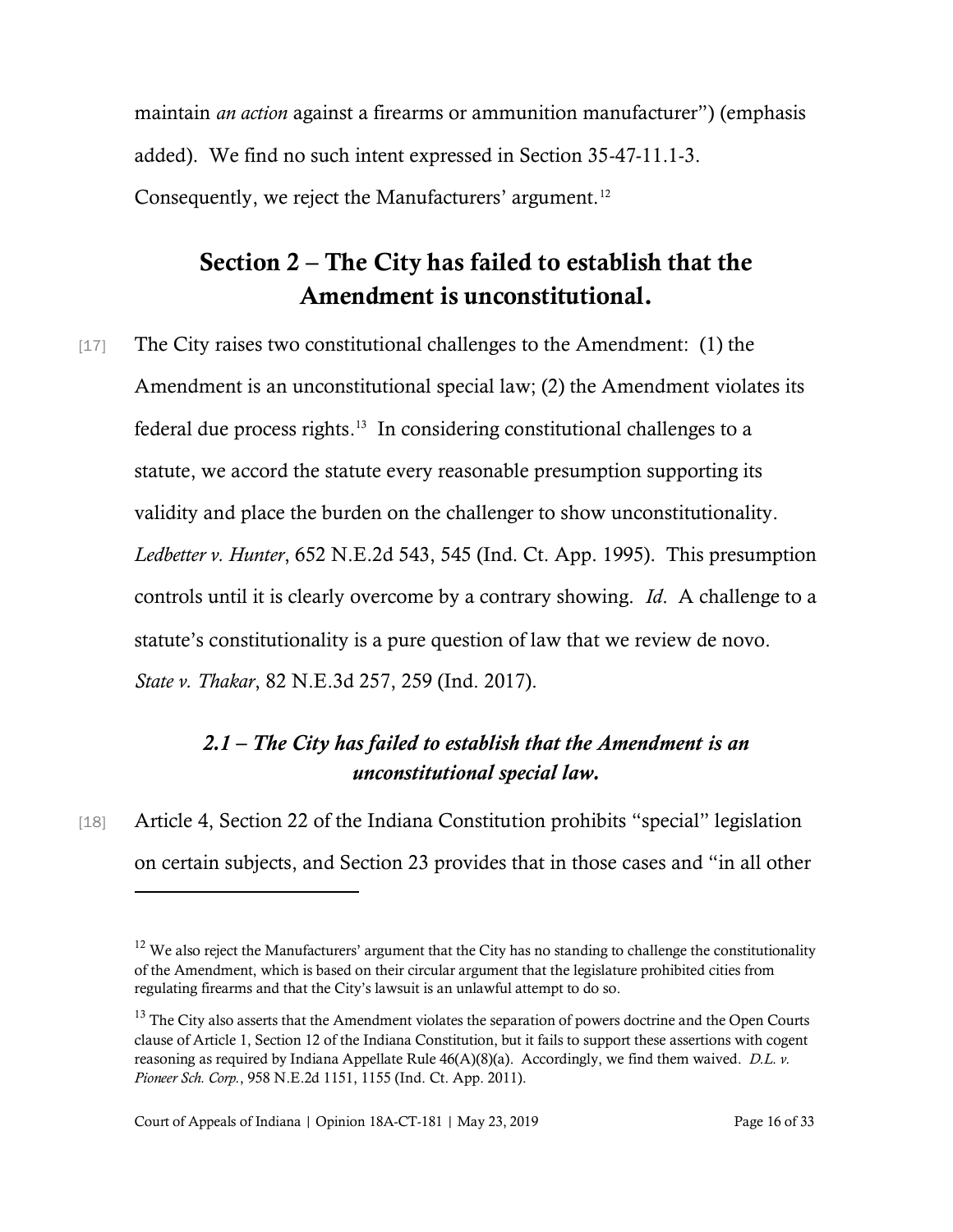maintain *an action* against a firearms or ammunition manufacturer") (emphasis added). We find no such intent expressed in Section 35-47-11.1-3. Consequently, we reject the Manufacturers' argument.[12]

## Section 2 – The City has failed to establish that the Amendment is unconstitutional.

[17] The City raises two constitutional challenges to the Amendment: (1) the Amendment is an unconstitutional special law; (2) the Amendment violates its federal due process rights.[13] In considering constitutional challenges to a statute, we accord the statute every reasonable presumption supporting its validity and place the burden on the challenger to show unconstitutionality. *Ledbetter v. Hunter*, 652 N.E.2d 543, 545 (Ind. Ct. App. 1995). This presumption controls until it is clearly overcome by a contrary showing. *Id*. A challenge to a statute's constitutionality is a pure question of law that we review de novo. *State v. Thakar*, 82 N.E.3d 257, 259 (Ind. 2017).

### *2.1 – The City has failed to establish that the Amendment is an unconstitutional special law.*

[18] Article 4, Section 22 of the Indiana Constitution prohibits "special" legislation on certain subjects, and Section 23 provides that in those cases and "in all other

---

[12] We also reject the Manufacturers' argument that the City has no standing to challenge the constitutionality of the Amendment, which is based on their circular argument that the legislature prohibited cities from regulating firearms and that the City's lawsuit is an unlawful attempt to do so.

[13] The City also asserts that the Amendment violates the separation of powers doctrine and the Open Courts clause of Article 1, Section 12 of the Indiana Constitution, but it fails to support these assertions with cogent reasoning as required by Indiana Appellate Rule 46(A)(8)(a). Accordingly, we find them waived. *D.L. v. Pioneer Sch. Corp.*, 958 N.E.2d 1151, 1155 (Ind. Ct. App. 2011).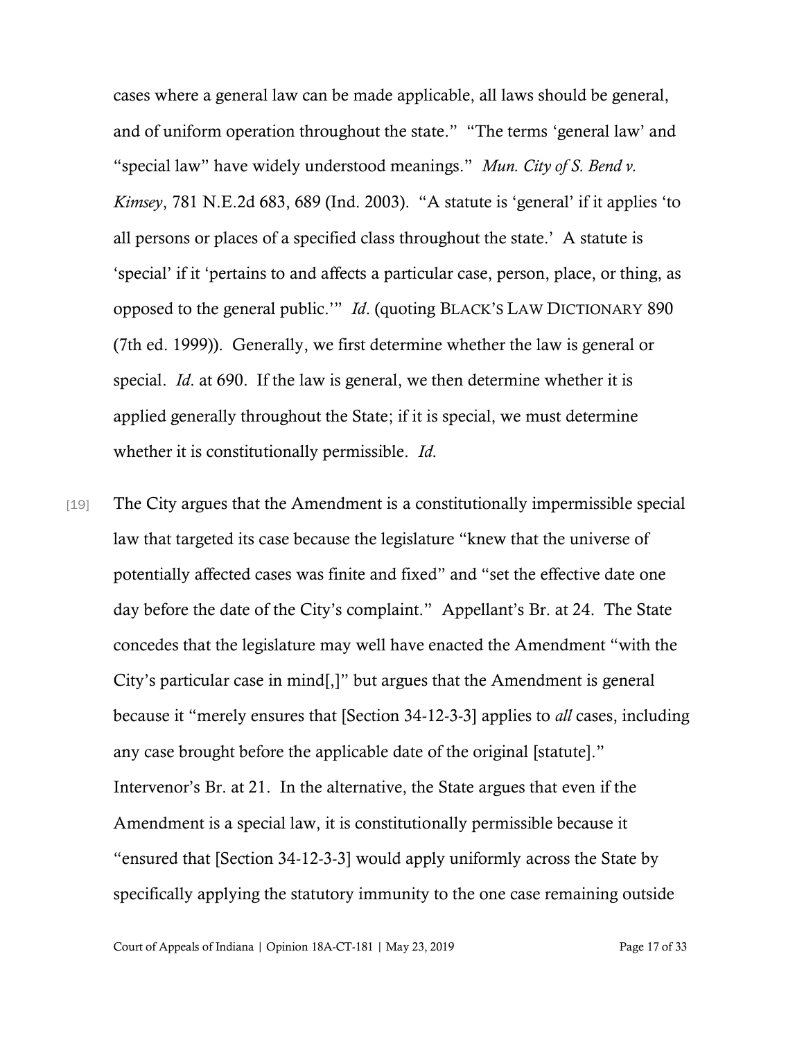cases where a general law can be made applicable, all laws should be general, and of uniform operation throughout the state." "The terms 'general law' and "special law" have widely understood meanings." *Mun. City of S. Bend v. Kimsey*, 781 N.E.2d 683, 689 (Ind. 2003). "A statute is 'general' if it applies 'to all persons or places of a specified class throughout the state.' A statute is 'special' if it 'pertains to and affects a particular case, person, place, or thing, as opposed to the general public.'" *Id*. (quoting BLACK'S LAW DICTIONARY 890 (7th ed. 1999)). Generally, we first determine whether the law is general or special. *Id*. at 690. If the law is general, we then determine whether it is applied generally throughout the State; if it is special, we must determine whether it is constitutionally permissible. *Id*.

[19] The City argues that the Amendment is a constitutionally impermissible special law that targeted its case because the legislature "knew that the universe of potentially affected cases was finite and fixed" and "set the effective date one day before the date of the City's complaint." Appellant's Br. at 24. The State concedes that the legislature may well have enacted the Amendment "with the City's particular case in mind[,]" but argues that the Amendment is general because it "merely ensures that [Section 34-12-3-3] applies to *all* cases, including any case brought before the applicable date of the original [statute]." Intervenor's Br. at 21. In the alternative, the State argues that even if the Amendment is a special law, it is constitutionally permissible because it "ensured that [Section 34-12-3-3] would apply uniformly across the State by specifically applying the statutory immunity to the one case remaining outside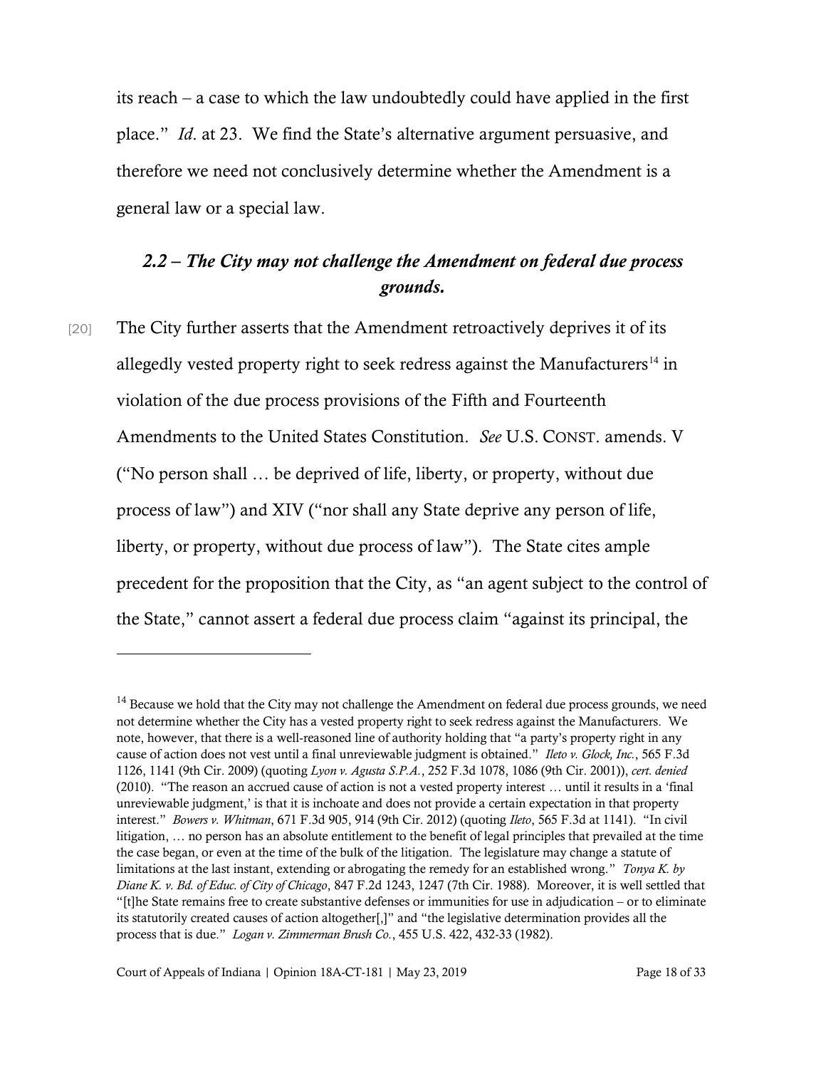its reach – a case to which the law undoubtedly could have applied in the first place." *Id*. at 23. We find the State's alternative argument persuasive, and therefore we need not conclusively determine whether the Amendment is a general law or a special law.

### *2.2 – The City may not challenge the Amendment on federal due process grounds.*

[20] The City further asserts that the Amendment retroactively deprives it of its allegedly vested property right to seek redress against the Manufacturers[14] in violation of the due process provisions of the Fifth and Fourteenth Amendments to the United States Constitution. *See* U.S. CONST. amends. V ("No person shall … be deprived of life, liberty, or property, without due process of law") and XIV ("nor shall any State deprive any person of life, liberty, or property, without due process of law"). The State cites ample precedent for the proposition that the City, as "an agent subject to the control of the State," cannot assert a federal due process claim "against its principal, the

---

[14] Because we hold that the City may not challenge the Amendment on federal due process grounds, we need not determine whether the City has a vested property right to seek redress against the Manufacturers. We note, however, that there is a well-reasoned line of authority holding that "a party's property right in any cause of action does not vest until a final unreviewable judgment is obtained." *Ileto v. Glock, Inc.*, 565 F.3d 1126, 1141 (9th Cir. 2009) (quoting *Lyon v. Agusta S.P.A.*, 252 F.3d 1078, 1086 (9th Cir. 2001)), *cert. denied* (2010). "The reason an accrued cause of action is not a vested property interest … until it results in a 'final unreviewable judgment,' is that it is inchoate and does not provide a certain expectation in that property interest." *Bowers v. Whitman*, 671 F.3d 905, 914 (9th Cir. 2012) (quoting *Ileto*, 565 F.3d at 1141). "In civil litigation, … no person has an absolute entitlement to the benefit of legal principles that prevailed at the time the case began, or even at the time of the bulk of the litigation. The legislature may change a statute of limitations at the last instant, extending or abrogating the remedy for an established wrong." *Tonya K. by Diane K. v. Bd. of Educ. of City of Chicago*, 847 F.2d 1243, 1247 (7th Cir. 1988). Moreover, it is well settled that "[t]he State remains free to create substantive defenses or immunities for use in adjudication – or to eliminate its statutorily created causes of action altogether[,]" and "the legislative determination provides all the process that is due." *Logan v. Zimmerman Brush Co.*, 455 U.S. 422, 432-33 (1982).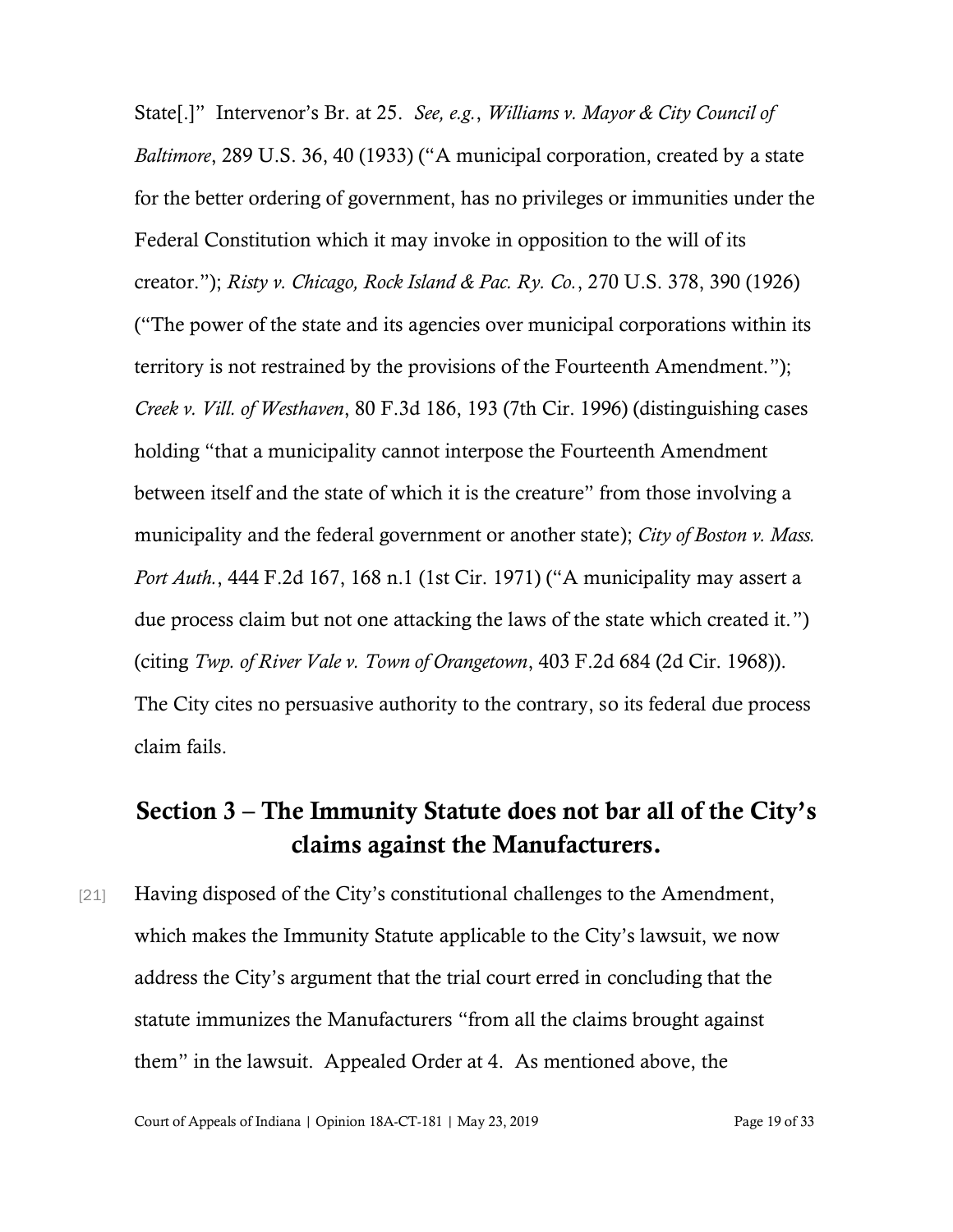State[.]" Intervenor's Br. at 25. *See, e.g.*, *Williams v. Mayor & City Council of Baltimore*, 289 U.S. 36, 40 (1933) ("A municipal corporation, created by a state for the better ordering of government, has no privileges or immunities under the Federal Constitution which it may invoke in opposition to the will of its creator."); *Risty v. Chicago, Rock Island & Pac. Ry. Co.*, 270 U.S. 378, 390 (1926) ("The power of the state and its agencies over municipal corporations within its territory is not restrained by the provisions of the Fourteenth Amendment."); *Creek v. Vill. of Westhaven*, 80 F.3d 186, 193 (7th Cir. 1996) (distinguishing cases holding "that a municipality cannot interpose the Fourteenth Amendment between itself and the state of which it is the creature" from those involving a municipality and the federal government or another state); *City of Boston v. Mass. Port Auth.*, 444 F.2d 167, 168 n.1 (1st Cir. 1971) ("A municipality may assert a due process claim but not one attacking the laws of the state which created it.") (citing *Twp. of River Vale v. Town of Orangetown*, 403 F.2d 684 (2d Cir. 1968)). The City cites no persuasive authority to the contrary, so its federal due process claim fails.

## Section 3 – The Immunity Statute does not bar all of the City's claims against the Manufacturers.

[21] Having disposed of the City's constitutional challenges to the Amendment, which makes the Immunity Statute applicable to the City's lawsuit, we now address the City's argument that the trial court erred in concluding that the statute immunizes the Manufacturers "from all the claims brought against them" in the lawsuit. Appealed Order at 4. As mentioned above, the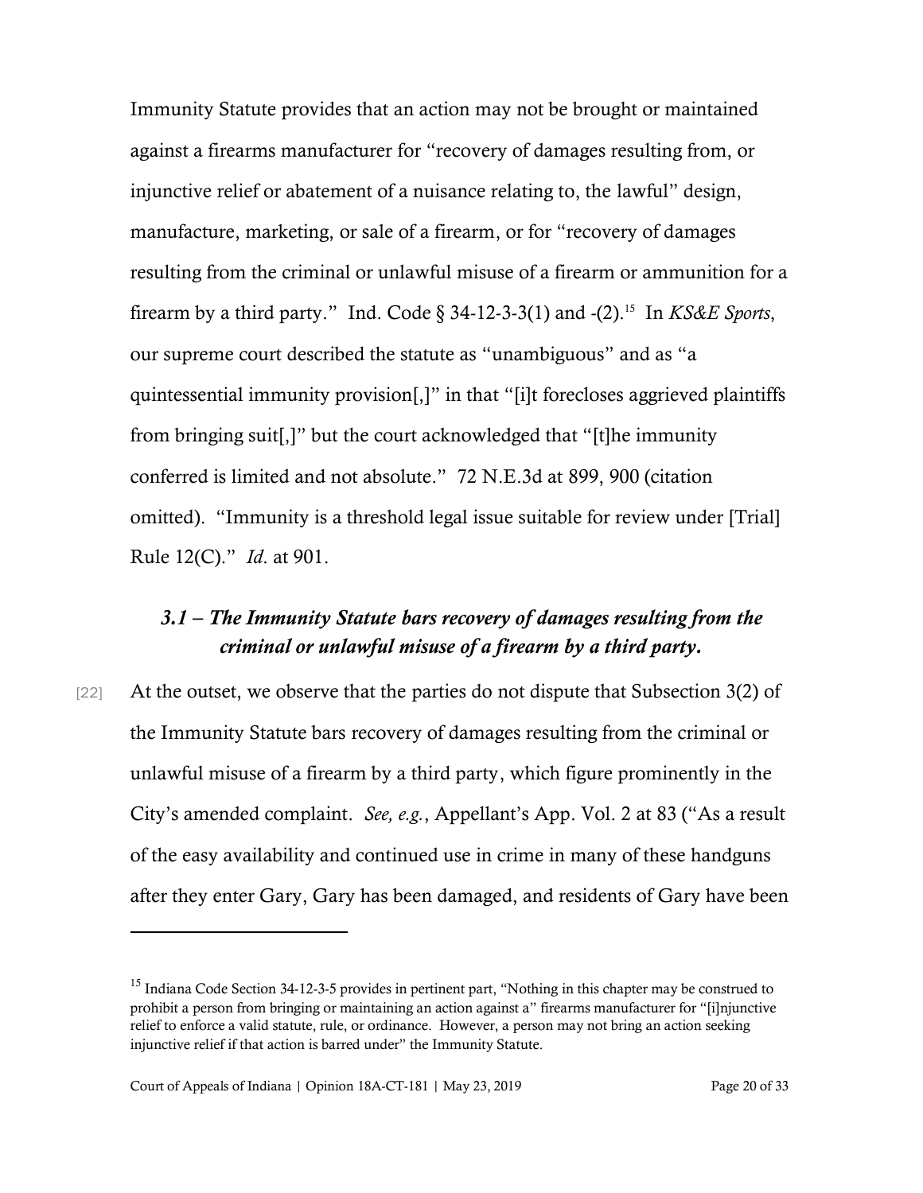Immunity Statute provides that an action may not be brought or maintained against a firearms manufacturer for "recovery of damages resulting from, or injunctive relief or abatement of a nuisance relating to, the lawful" design, manufacture, marketing, or sale of a firearm, or for "recovery of damages resulting from the criminal or unlawful misuse of a firearm or ammunition for a firearm by a third party." Ind. Code § 34-12-3-3(1) and -(2).[15] In *KS&E Sports*, our supreme court described the statute as "unambiguous" and as "a quintessential immunity provision[,]" in that "[i]t forecloses aggrieved plaintiffs from bringing suit[,]" but the court acknowledged that "[t]he immunity conferred is limited and not absolute." 72 N.E.3d at 899, 900 (citation omitted). "Immunity is a threshold legal issue suitable for review under [Trial] Rule 12(C)." *Id*. at 901.

### *3.1 – The Immunity Statute bars recovery of damages resulting from the criminal or unlawful misuse of a firearm by a third party.*

[22] At the outset, we observe that the parties do not dispute that Subsection 3(2) of the Immunity Statute bars recovery of damages resulting from the criminal or unlawful misuse of a firearm by a third party, which figure prominently in the City's amended complaint. *See, e.g.*, Appellant's App. Vol. 2 at 83 ("As a result of the easy availability and continued use in crime in many of these handguns after they enter Gary, Gary has been damaged, and residents of Gary have been

---

[15] Indiana Code Section 34-12-3-5 provides in pertinent part, "Nothing in this chapter may be construed to prohibit a person from bringing or maintaining an action against a" firearms manufacturer for "[i]njunctive relief to enforce a valid statute, rule, or ordinance. However, a person may not bring an action seeking injunctive relief if that action is barred under" the Immunity Statute.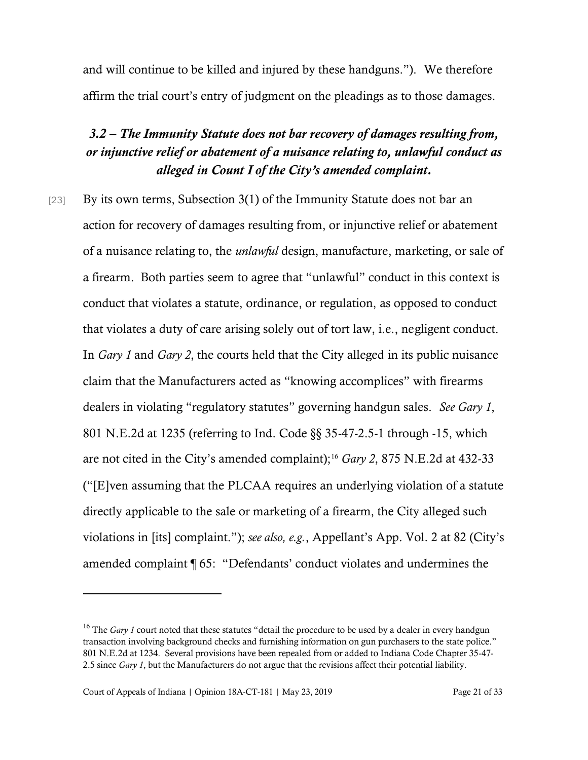and will continue to be killed and injured by these handguns."). We therefore affirm the trial court's entry of judgment on the pleadings as to those damages.

### *3.2 – The Immunity Statute does not bar recovery of damages resulting from, or injunctive relief or abatement of a nuisance relating to, unlawful conduct as alleged in Count I of the City's amended complaint.*

[23] By its own terms, Subsection 3(1) of the Immunity Statute does not bar an action for recovery of damages resulting from, or injunctive relief or abatement of a nuisance relating to, the *unlawful* design, manufacture, marketing, or sale of a firearm. Both parties seem to agree that "unlawful" conduct in this context is conduct that violates a statute, ordinance, or regulation, as opposed to conduct that violates a duty of care arising solely out of tort law, i.e., negligent conduct. In *Gary 1* and *Gary 2*, the courts held that the City alleged in its public nuisance claim that the Manufacturers acted as "knowing accomplices" with firearms dealers in violating "regulatory statutes" governing handgun sales. *See Gary 1*, 801 N.E.2d at 1235 (referring to Ind. Code §§ 35-47-2.5-1 through -15, which are not cited in the City's amended complaint);[16] *Gary 2*, 875 N.E.2d at 432-33 ("[E]ven assuming that the PLCAA requires an underlying violation of a statute directly applicable to the sale or marketing of a firearm, the City alleged such violations in [its] complaint."); *see also, e.g.*, Appellant's App. Vol. 2 at 82 (City's amended complaint ¶ 65: "Defendants' conduct violates and undermines the

---

[16] The *Gary 1* court noted that these statutes "detail the procedure to be used by a dealer in every handgun transaction involving background checks and furnishing information on gun purchasers to the state police." 801 N.E.2d at 1234. Several provisions have been repealed from or added to Indiana Code Chapter 35-47-2.5 since *Gary 1*, but the Manufacturers do not argue that the revisions affect their potential liability.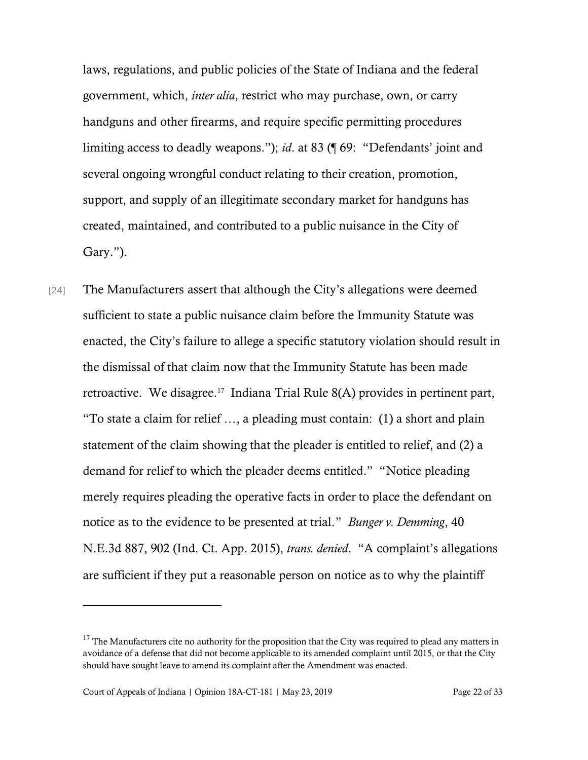laws, regulations, and public policies of the State of Indiana and the federal government, which, *inter alia*, restrict who may purchase, own, or carry handguns and other firearms, and require specific permitting procedures limiting access to deadly weapons."); *id*. at 83 (¶ 69: "Defendants' joint and several ongoing wrongful conduct relating to their creation, promotion, support, and supply of an illegitimate secondary market for handguns has created, maintained, and contributed to a public nuisance in the City of Gary.").

[24] The Manufacturers assert that although the City's allegations were deemed sufficient to state a public nuisance claim before the Immunity Statute was enacted, the City's failure to allege a specific statutory violation should result in the dismissal of that claim now that the Immunity Statute has been made retroactive. We disagree.[17] Indiana Trial Rule 8(A) provides in pertinent part, "To state a claim for relief …, a pleading must contain: (1) a short and plain statement of the claim showing that the pleader is entitled to relief, and (2) a demand for relief to which the pleader deems entitled." "Notice pleading merely requires pleading the operative facts in order to place the defendant on notice as to the evidence to be presented at trial." *Bunger v. Demming*, 40 N.E.3d 887, 902 (Ind. Ct. App. 2015), *trans. denied*. "A complaint's allegations are sufficient if they put a reasonable person on notice as to why the plaintiff

---

[17] The Manufacturers cite no authority for the proposition that the City was required to plead any matters in avoidance of a defense that did not become applicable to its amended complaint until 2015, or that the City should have sought leave to amend its complaint after the Amendment was enacted.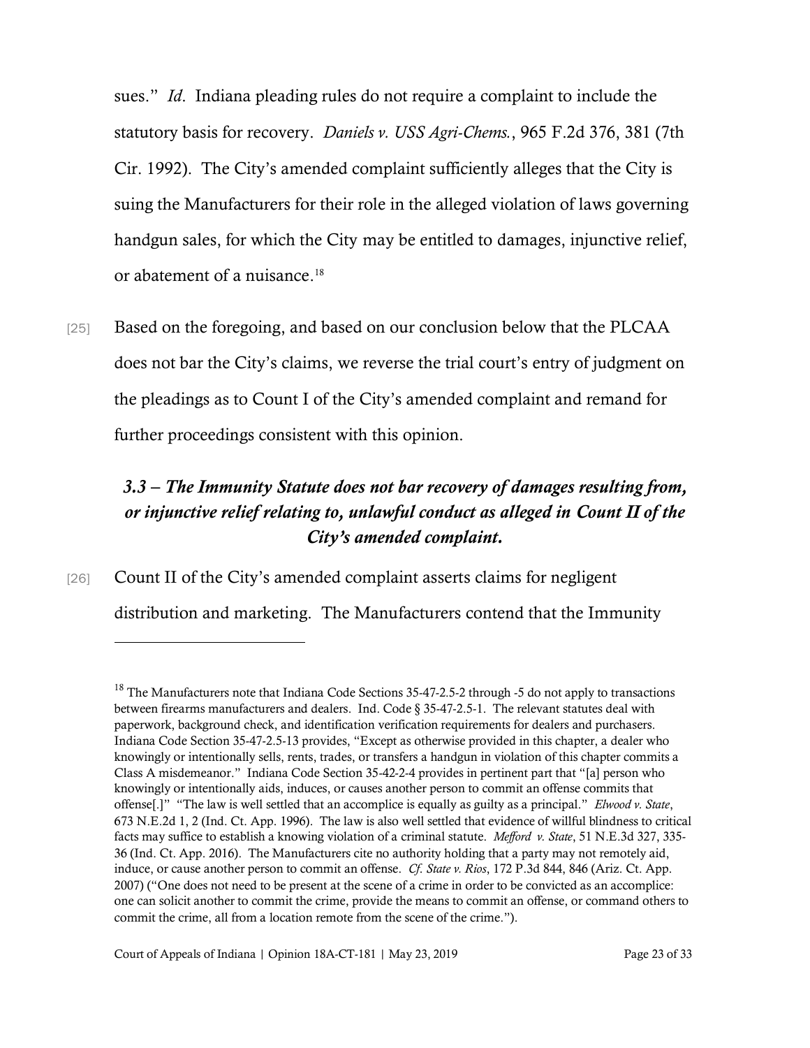sues." *Id*. Indiana pleading rules do not require a complaint to include the statutory basis for recovery. *Daniels v. USS Agri-Chems.*, 965 F.2d 376, 381 (7th Cir. 1992). The City's amended complaint sufficiently alleges that the City is suing the Manufacturers for their role in the alleged violation of laws governing handgun sales, for which the City may be entitled to damages, injunctive relief, or abatement of a nuisance.[18]

[25] Based on the foregoing, and based on our conclusion below that the PLCAA does not bar the City's claims, we reverse the trial court's entry of judgment on the pleadings as to Count I of the City's amended complaint and remand for further proceedings consistent with this opinion.

### *3.3 – The Immunity Statute does not bar recovery of damages resulting from, or injunctive relief relating to, unlawful conduct as alleged in Count II of the City's amended complaint.*

[26] Count II of the City's amended complaint asserts claims for negligent distribution and marketing. The Manufacturers contend that the Immunity

---

[18] The Manufacturers note that Indiana Code Sections 35-47-2.5-2 through -5 do not apply to transactions between firearms manufacturers and dealers. Ind. Code § 35-47-2.5-1. The relevant statutes deal with paperwork, background check, and identification verification requirements for dealers and purchasers. Indiana Code Section 35-47-2.5-13 provides, "Except as otherwise provided in this chapter, a dealer who knowingly or intentionally sells, rents, trades, or transfers a handgun in violation of this chapter commits a Class A misdemeanor." Indiana Code Section 35-42-2-4 provides in pertinent part that "[a] person who knowingly or intentionally aids, induces, or causes another person to commit an offense commits that offense[.]" "The law is well settled that an accomplice is equally as guilty as a principal." *Elwood v. State*, 673 N.E.2d 1, 2 (Ind. Ct. App. 1996). The law is also well settled that evidence of willful blindness to critical facts may suffice to establish a knowing violation of a criminal statute. *Mefford v. State*, 51 N.E.3d 327, 335-36 (Ind. Ct. App. 2016). The Manufacturers cite no authority holding that a party may not remotely aid, induce, or cause another person to commit an offense. *Cf. State v. Rios*, 172 P.3d 844, 846 (Ariz. Ct. App. 2007) ("One does not need to be present at the scene of a crime in order to be convicted as an accomplice: one can solicit another to commit the crime, provide the means to commit an offense, or command others to commit the crime, all from a location remote from the scene of the crime.").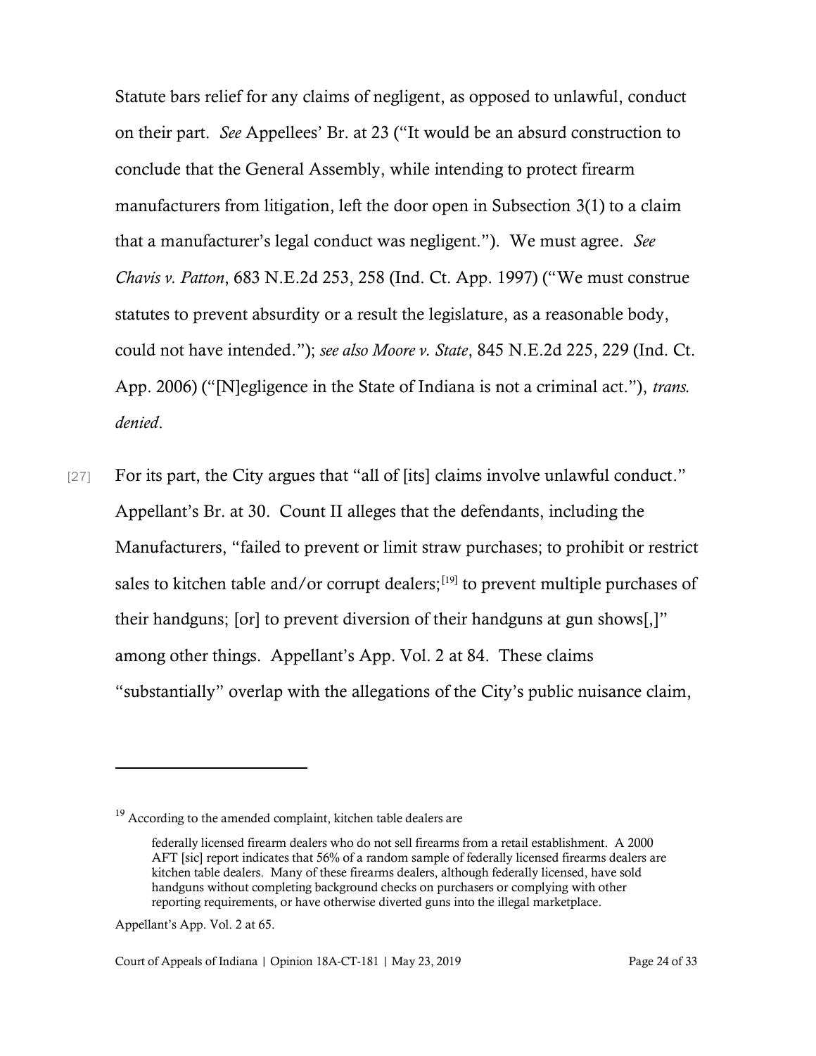Statute bars relief for any claims of negligent, as opposed to unlawful, conduct on their part. *See* Appellees' Br. at 23 ("It would be an absurd construction to conclude that the General Assembly, while intending to protect firearm manufacturers from litigation, left the door open in Subsection 3(1) to a claim that a manufacturer's legal conduct was negligent."). We must agree. *See Chavis v. Patton*, 683 N.E.2d 253, 258 (Ind. Ct. App. 1997) ("We must construe statutes to prevent absurdity or a result the legislature, as a reasonable body, could not have intended."); *see also Moore v. State*, 845 N.E.2d 225, 229 (Ind. Ct. App. 2006) ("[N]egligence in the State of Indiana is not a criminal act."), *trans. denied*.

[27] For its part, the City argues that "all of [its] claims involve unlawful conduct." Appellant's Br. at 30. Count II alleges that the defendants, including the Manufacturers, "failed to prevent or limit straw purchases; to prohibit or restrict sales to kitchen table and/or corrupt dealers;[19] to prevent multiple purchases of their handguns; [or] to prevent diversion of their handguns at gun shows[,]" among other things. Appellant's App. Vol. 2 at 84. These claims "substantially" overlap with the allegations of the City's public nuisance claim,

---

[19] According to the amended complaint, kitchen table dealers are

> federally licensed firearm dealers who do not sell firearms from a retail establishment. A 2000 AFT [sic] report indicates that 56% of a random sample of federally licensed firearms dealers are kitchen table dealers. Many of these firearms dealers, although federally licensed, have sold handguns without completing background checks on purchasers or complying with other reporting requirements, or have otherwise diverted guns into the illegal marketplace.

Appellant's App. Vol. 2 at 65.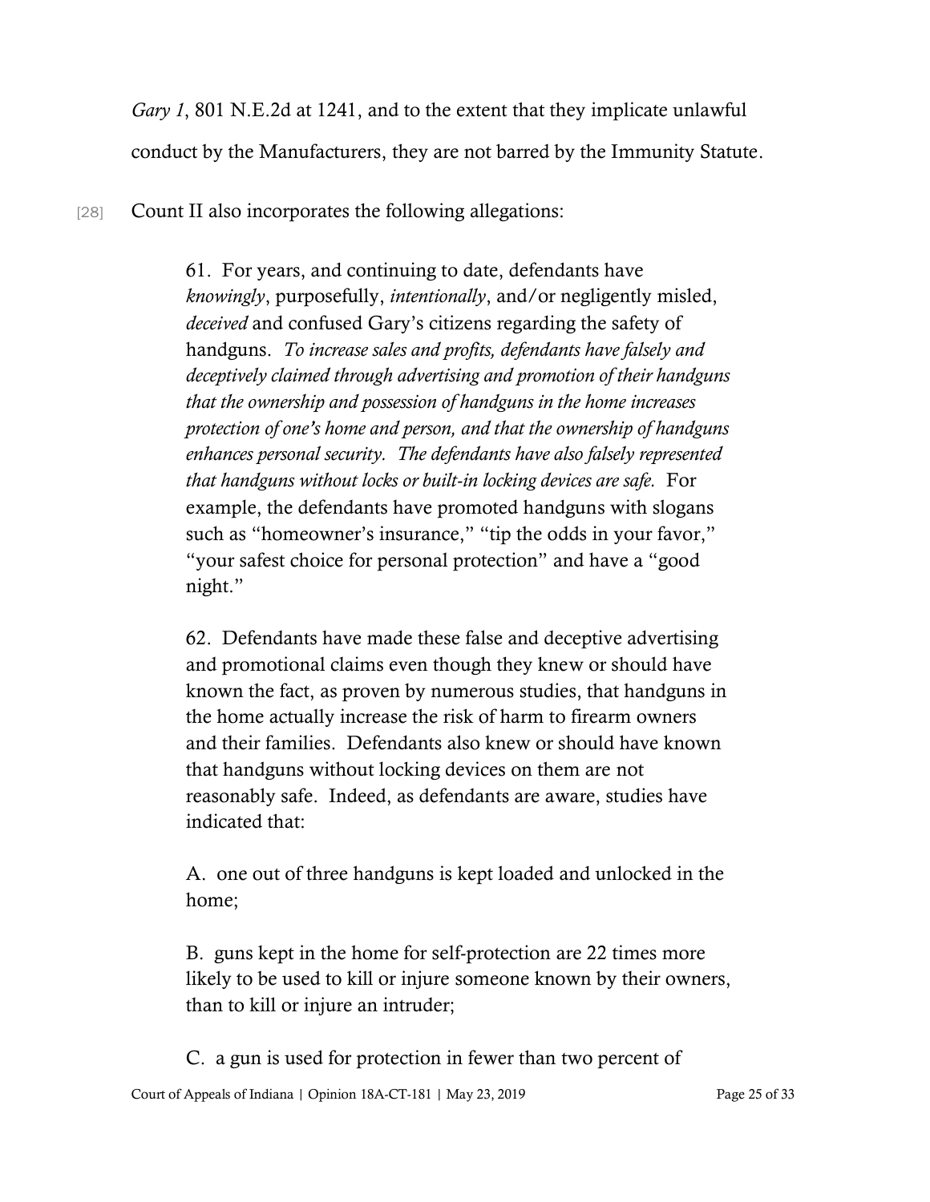*Gary 1*, 801 N.E.2d at 1241, and to the extent that they implicate unlawful conduct by the Manufacturers, they are not barred by the Immunity Statute.

[28] Count II also incorporates the following allegations:

> 61. For years, and continuing to date, defendants have *knowingly*, purposefully, *intentionally*, and/or negligently misled, *deceived* and confused Gary's citizens regarding the safety of handguns. *To increase sales and profits, defendants have falsely and deceptively claimed through advertising and promotion of their handguns that the ownership and possession of handguns in the home increases protection of one's home and person, and that the ownership of handguns enhances personal security. The defendants have also falsely represented that handguns without locks or built-in locking devices are safe.* For example, the defendants have promoted handguns with slogans such as "homeowner's insurance," "tip the odds in your favor," "your safest choice for personal protection" and have a "good night."
>
> 62. Defendants have made these false and deceptive advertising and promotional claims even though they knew or should have known the fact, as proven by numerous studies, that handguns in the home actually increase the risk of harm to firearm owners and their families. Defendants also knew or should have known that handguns without locking devices on them are not reasonably safe. Indeed, as defendants are aware, studies have indicated that:
>
> A. one out of three handguns is kept loaded and unlocked in the home;
>
> B. guns kept in the home for self-protection are 22 times more likely to be used to kill or injure someone known by their owners, than to kill or injure an intruder;
>
> C. a gun is used for protection in fewer than two percent of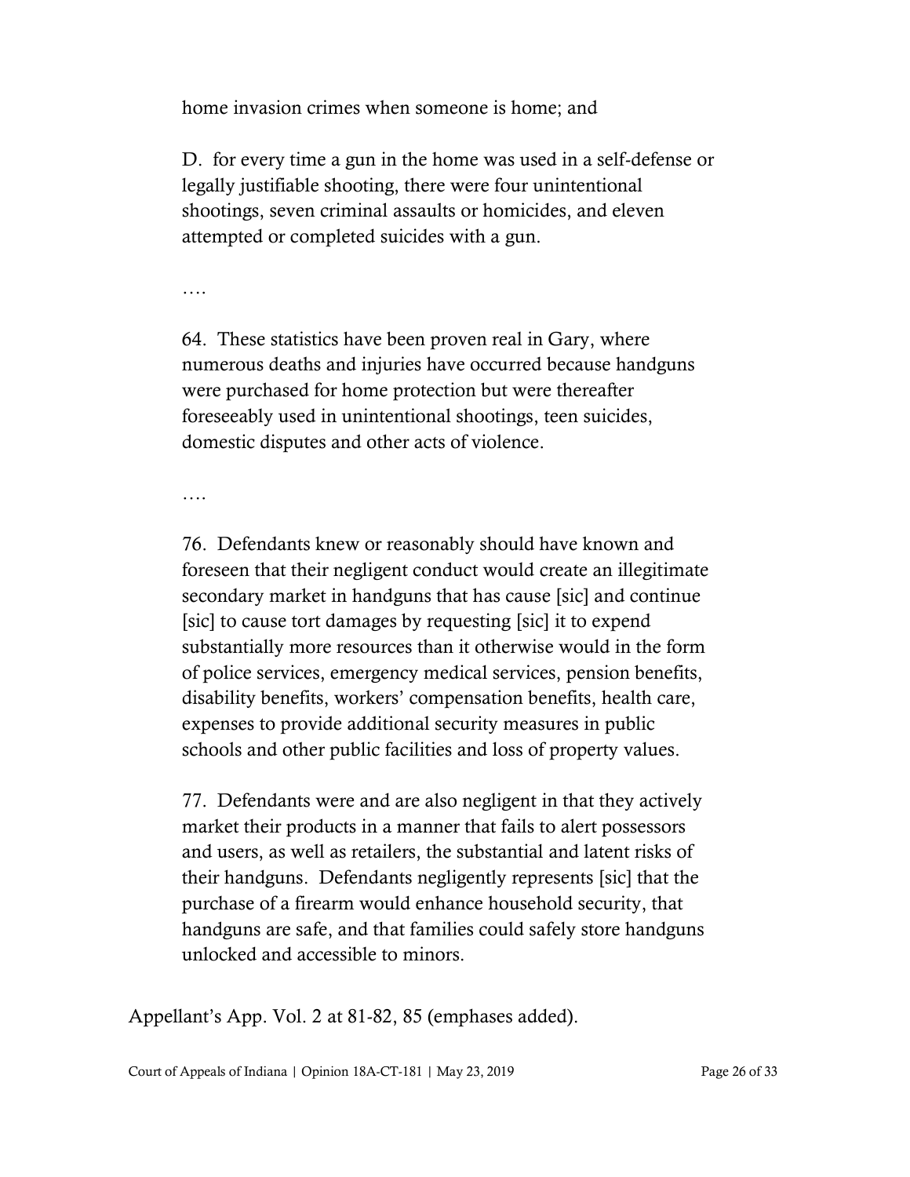> home invasion crimes when someone is home; and
>
> D. for every time a gun in the home was used in a self-defense or legally justifiable shooting, there were four unintentional shootings, seven criminal assaults or homicides, and eleven attempted or completed suicides with a gun.
>
> ….
>
> 64. These statistics have been proven real in Gary, where numerous deaths and injuries have occurred because handguns were purchased for home protection but were thereafter foreseeably used in unintentional shootings, teen suicides, domestic disputes and other acts of violence.
>
> ….
>
> 76. Defendants knew or reasonably should have known and foreseen that their negligent conduct would create an illegitimate secondary market in handguns that has cause [sic] and continue [sic] to cause tort damages by requesting [sic] it to expend substantially more resources than it otherwise would in the form of police services, emergency medical services, pension benefits, disability benefits, workers' compensation benefits, health care, expenses to provide additional security measures in public schools and other public facilities and loss of property values.
>
> 77. Defendants were and are also negligent in that they actively market their products in a manner that fails to alert possessors and users, as well as retailers, the substantial and latent risks of their handguns. Defendants negligently represents [sic] that the purchase of a firearm would enhance household security, that handguns are safe, and that families could safely store handguns unlocked and accessible to minors.

Appellant's App. Vol. 2 at 81-82, 85 (emphases added).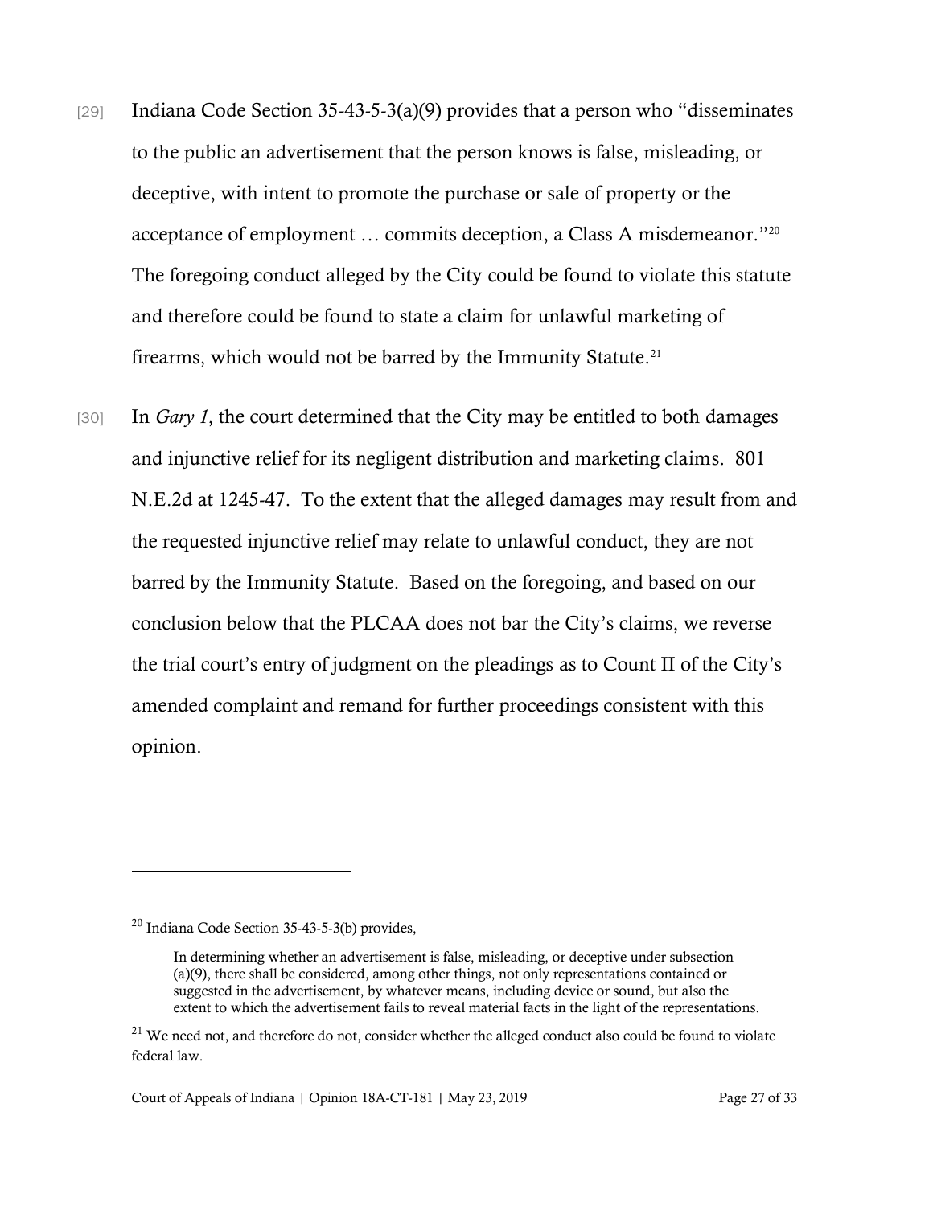[29] Indiana Code Section 35-43-5-3(a)(9) provides that a person who "disseminates to the public an advertisement that the person knows is false, misleading, or deceptive, with intent to promote the purchase or sale of property or the acceptance of employment … commits deception, a Class A misdemeanor."[20] The foregoing conduct alleged by the City could be found to violate this statute and therefore could be found to state a claim for unlawful marketing of firearms, which would not be barred by the Immunity Statute.[21]

[30] In *Gary 1*, the court determined that the City may be entitled to both damages and injunctive relief for its negligent distribution and marketing claims. 801 N.E.2d at 1245-47. To the extent that the alleged damages may result from and the requested injunctive relief may relate to unlawful conduct, they are not barred by the Immunity Statute. Based on the foregoing, and based on our conclusion below that the PLCAA does not bar the City's claims, we reverse the trial court's entry of judgment on the pleadings as to Count II of the City's amended complaint and remand for further proceedings consistent with this opinion.

---

[20] Indiana Code Section 35-43-5-3(b) provides,

> In determining whether an advertisement is false, misleading, or deceptive under subsection (a)(9), there shall be considered, among other things, not only representations contained or suggested in the advertisement, by whatever means, including device or sound, but also the extent to which the advertisement fails to reveal material facts in the light of the representations.

[21] We need not, and therefore do not, consider whether the alleged conduct also could be found to violate federal law.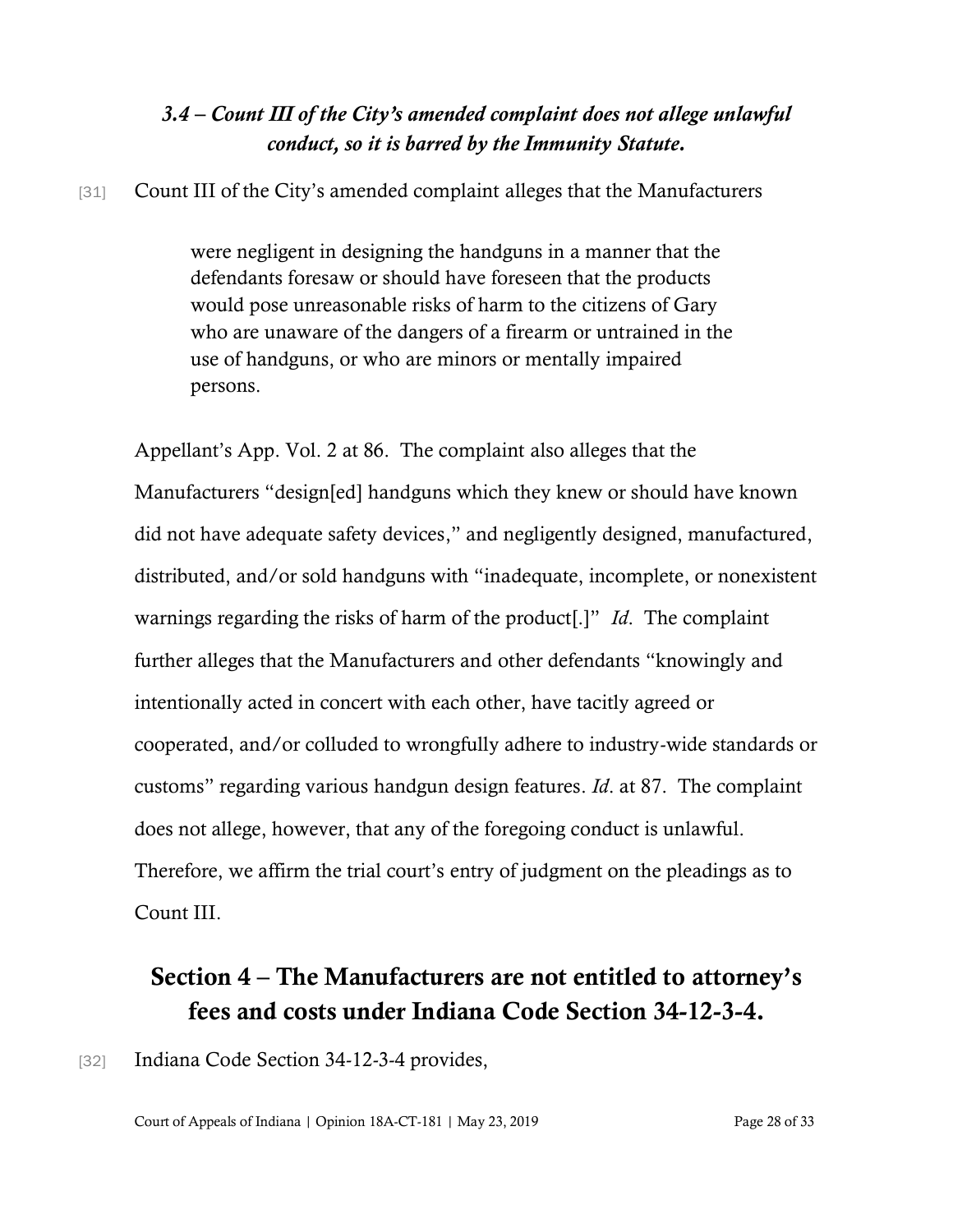### *3.4 – Count III of the City's amended complaint does not allege unlawful conduct, so it is barred by the Immunity Statute.*

[31] Count III of the City's amended complaint alleges that the Manufacturers

> were negligent in designing the handguns in a manner that the defendants foresaw or should have foreseen that the products would pose unreasonable risks of harm to the citizens of Gary who are unaware of the dangers of a firearm or untrained in the use of handguns, or who are minors or mentally impaired persons.

Appellant's App. Vol. 2 at 86. The complaint also alleges that the Manufacturers "design[ed] handguns which they knew or should have known did not have adequate safety devices," and negligently designed, manufactured, distributed, and/or sold handguns with "inadequate, incomplete, or nonexistent warnings regarding the risks of harm of the product[.]" *Id*. The complaint further alleges that the Manufacturers and other defendants "knowingly and intentionally acted in concert with each other, have tacitly agreed or cooperated, and/or colluded to wrongfully adhere to industry-wide standards or customs" regarding various handgun design features. *Id*. at 87. The complaint does not allege, however, that any of the foregoing conduct is unlawful. Therefore, we affirm the trial court's entry of judgment on the pleadings as to Count III.

## Section 4 – The Manufacturers are not entitled to attorney's fees and costs under Indiana Code Section 34-12-3-4.

[32] Indiana Code Section 34-12-3-4 provides,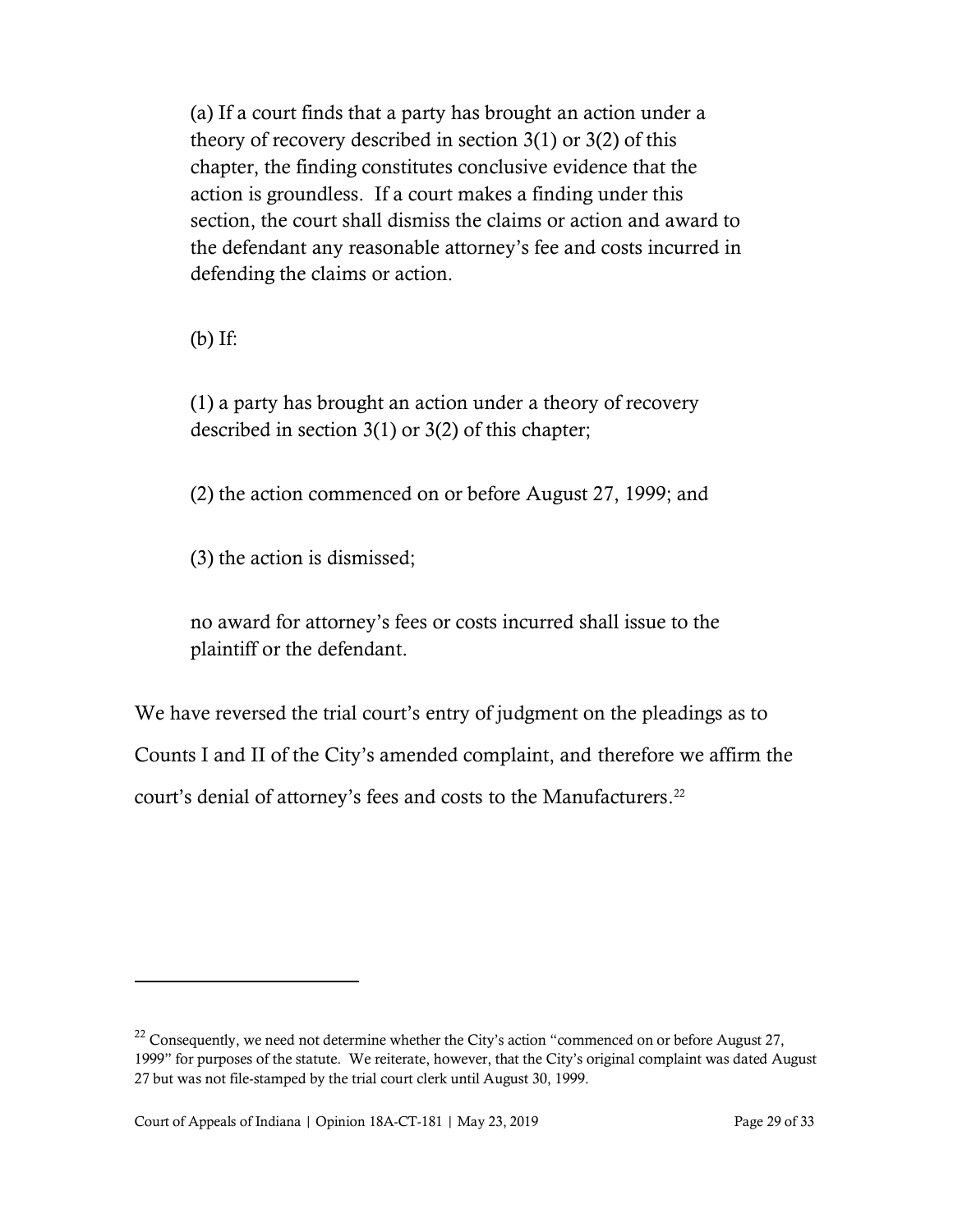> (a) If a court finds that a party has brought an action under a theory of recovery described in section 3(1) or 3(2) of this chapter, the finding constitutes conclusive evidence that the action is groundless. If a court makes a finding under this section, the court shall dismiss the claims or action and award to the defendant any reasonable attorney's fee and costs incurred in defending the claims or action.
>
> (b) If:
>
> (1) a party has brought an action under a theory of recovery described in section 3(1) or 3(2) of this chapter;
>
> (2) the action commenced on or before August 27, 1999; and
>
> (3) the action is dismissed;
>
> no award for attorney's fees or costs incurred shall issue to the plaintiff or the defendant.

We have reversed the trial court's entry of judgment on the pleadings as to Counts I and II of the City's amended complaint, and therefore we affirm the court's denial of attorney's fees and costs to the Manufacturers.[22]

---

[22] Consequently, we need not determine whether the City's action "commenced on or before August 27, 1999" for purposes of the statute. We reiterate, however, that the City's original complaint was dated August 27 but was not file-stamped by the trial court clerk until August 30, 1999.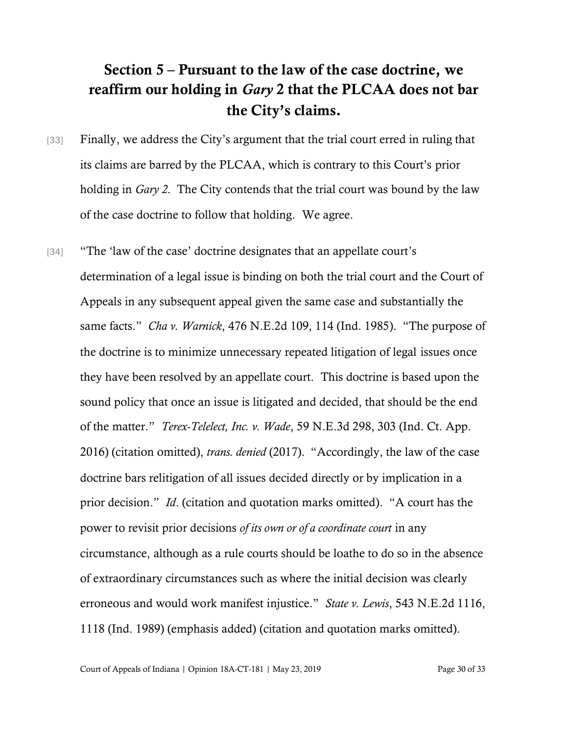## Section 5 – Pursuant to the law of the case doctrine, we reaffirm our holding in *Gary* 2 that the PLCAA does not bar the City's claims.

[33] Finally, we address the City's argument that the trial court erred in ruling that its claims are barred by the PLCAA, which is contrary to this Court's prior holding in *Gary 2*. The City contends that the trial court was bound by the law of the case doctrine to follow that holding. We agree.

[34] "The 'law of the case' doctrine designates that an appellate court's determination of a legal issue is binding on both the trial court and the Court of Appeals in any subsequent appeal given the same case and substantially the same facts." *Cha v. Warnick*, 476 N.E.2d 109, 114 (Ind. 1985). "The purpose of the doctrine is to minimize unnecessary repeated litigation of legal issues once they have been resolved by an appellate court. This doctrine is based upon the sound policy that once an issue is litigated and decided, that should be the end of the matter." *Terex-Telelect, Inc. v. Wade*, 59 N.E.3d 298, 303 (Ind. Ct. App. 2016) (citation omitted), *trans. denied* (2017). "Accordingly, the law of the case doctrine bars relitigation of all issues decided directly or by implication in a prior decision." *Id*. (citation and quotation marks omitted). "A court has the power to revisit prior decisions *of its own or of a coordinate court* in any circumstance, although as a rule courts should be loathe to do so in the absence of extraordinary circumstances such as where the initial decision was clearly erroneous and would work manifest injustice." *State v. Lewis*, 543 N.E.2d 1116, 1118 (Ind. 1989) (emphasis added) (citation and quotation marks omitted).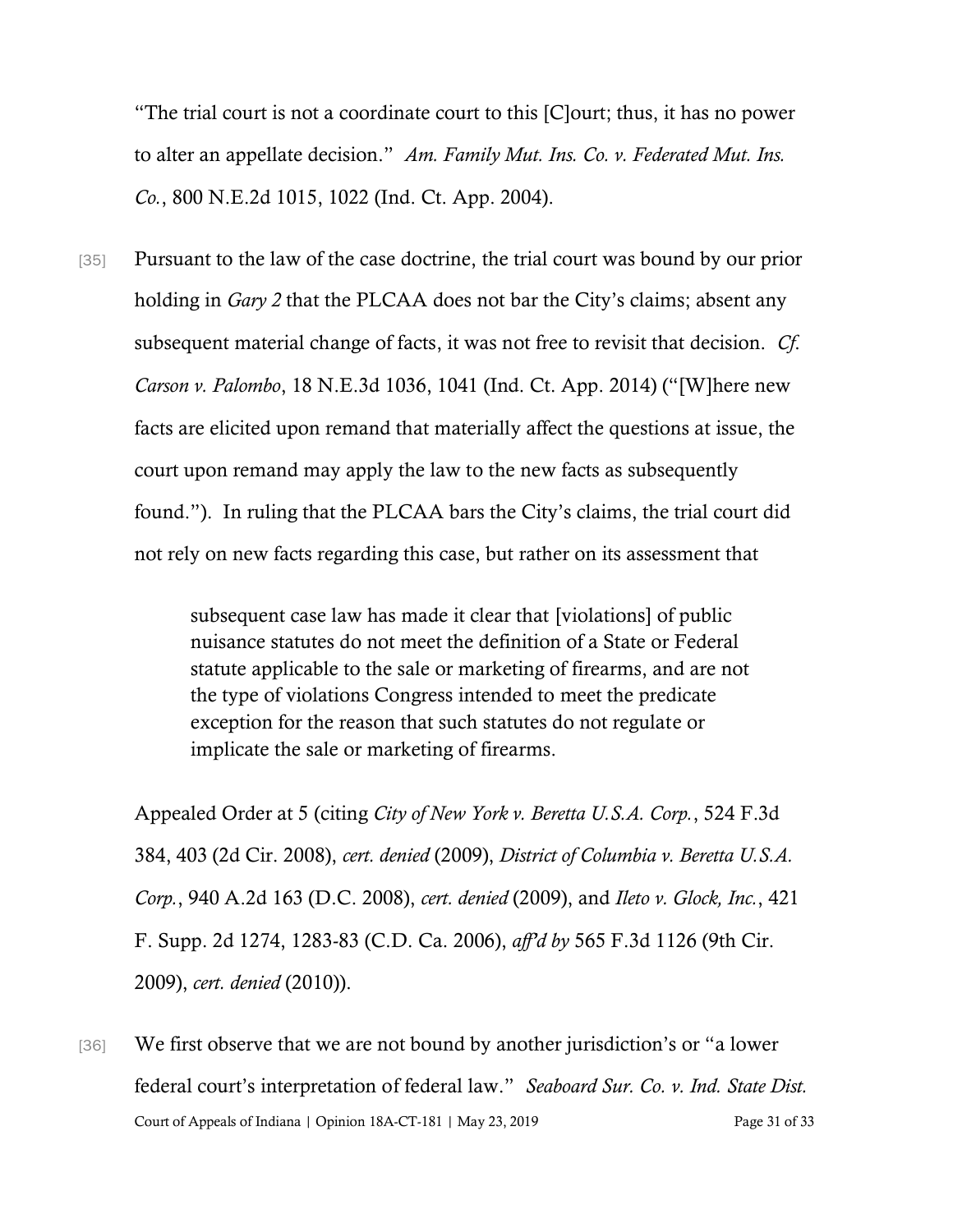"The trial court is not a coordinate court to this [C]ourt; thus, it has no power to alter an appellate decision." *Am. Family Mut. Ins. Co. v. Federated Mut. Ins. Co.*, 800 N.E.2d 1015, 1022 (Ind. Ct. App. 2004).

[35] Pursuant to the law of the case doctrine, the trial court was bound by our prior holding in *Gary 2* that the PLCAA does not bar the City's claims; absent any subsequent material change of facts, it was not free to revisit that decision. *Cf. Carson v. Palombo*, 18 N.E.3d 1036, 1041 (Ind. Ct. App. 2014) ("[W]here new facts are elicited upon remand that materially affect the questions at issue, the court upon remand may apply the law to the new facts as subsequently found."). In ruling that the PLCAA bars the City's claims, the trial court did not rely on new facts regarding this case, but rather on its assessment that

> subsequent case law has made it clear that [violations] of public nuisance statutes do not meet the definition of a State or Federal statute applicable to the sale or marketing of firearms, and are not the type of violations Congress intended to meet the predicate exception for the reason that such statutes do not regulate or implicate the sale or marketing of firearms.

Appealed Order at 5 (citing *City of New York v. Beretta U.S.A. Corp.*, 524 F.3d 384, 403 (2d Cir. 2008), *cert. denied* (2009), *District of Columbia v. Beretta U.S.A. Corp.*, 940 A.2d 163 (D.C. 2008), *cert. denied* (2009), and *Ileto v. Glock, Inc.*, 421 F. Supp. 2d 1274, 1283-83 (C.D. Ca. 2006), *aff'd by* 565 F.3d 1126 (9th Cir. 2009), *cert. denied* (2010)).

[36] We first observe that we are not bound by another jurisdiction's or "a lower federal court's interpretation of federal law." *Seaboard Sur. Co. v. Ind. State Dist.*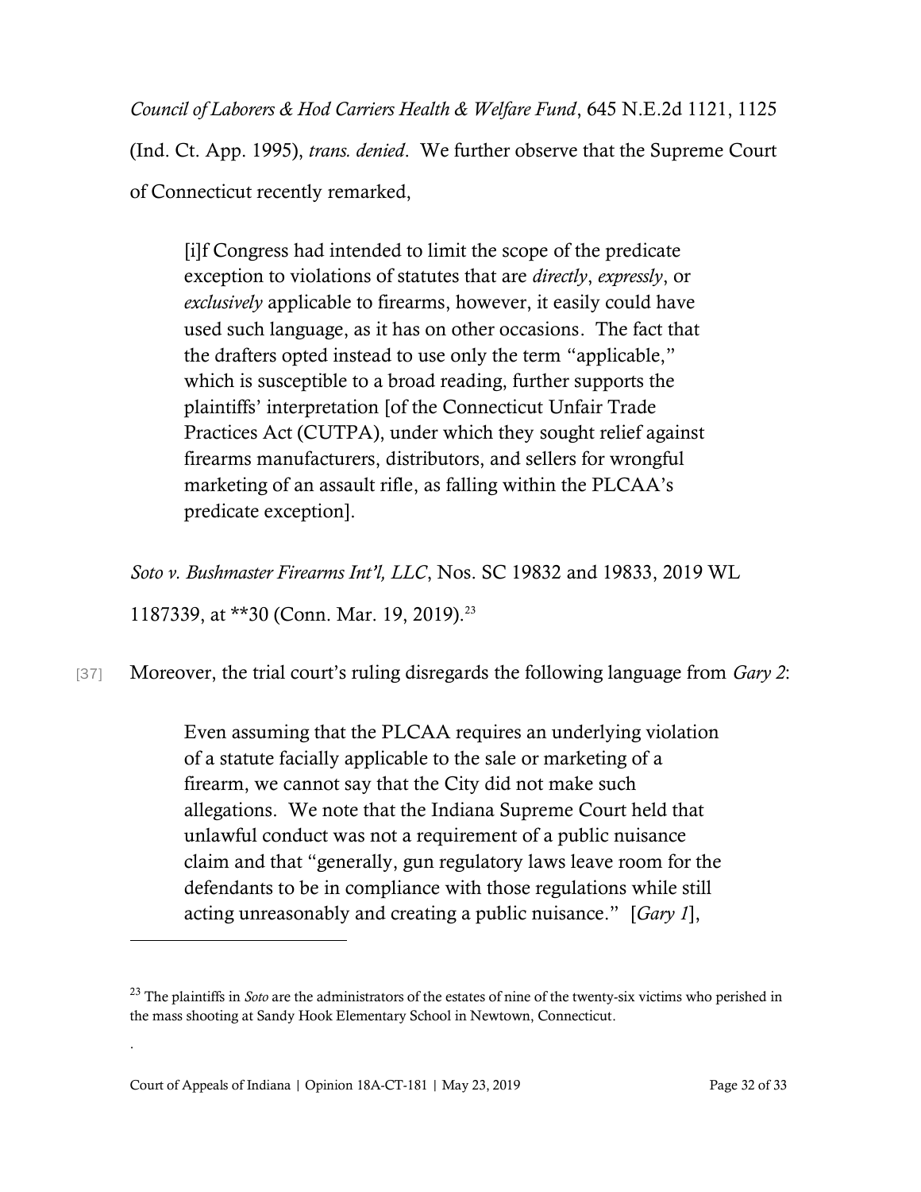*Council of Laborers & Hod Carriers Health & Welfare Fund*, 645 N.E.2d 1121, 1125 (Ind. Ct. App. 1995), *trans. denied*. We further observe that the Supreme Court of Connecticut recently remarked,

> [i]f Congress had intended to limit the scope of the predicate exception to violations of statutes that are *directly*, *expressly*, or *exclusively* applicable to firearms, however, it easily could have used such language, as it has on other occasions. The fact that the drafters opted instead to use only the term "applicable," which is susceptible to a broad reading, further supports the plaintiffs' interpretation [of the Connecticut Unfair Trade Practices Act (CUTPA), under which they sought relief against firearms manufacturers, distributors, and sellers for wrongful marketing of an assault rifle, as falling within the PLCAA's predicate exception].

*Soto v. Bushmaster Firearms Int'l, LLC*, Nos. SC 19832 and 19833, 2019 WL 1187339, at **30 (Conn. Mar. 19, 2019).[23]

[37] Moreover, the trial court's ruling disregards the following language from *Gary 2*:

> Even assuming that the PLCAA requires an underlying violation of a statute facially applicable to the sale or marketing of a firearm, we cannot say that the City did not make such allegations. We note that the Indiana Supreme Court held that unlawful conduct was not a requirement of a public nuisance claim and that "generally, gun regulatory laws leave room for the defendants to be in compliance with those regulations while still acting unreasonably and creating a public nuisance." [*Gary 1*],

---

[23] The plaintiffs in *Soto* are the administrators of the estates of nine of the twenty-six victims who perished in the mass shooting at Sandy Hook Elementary School in Newtown, Connecticut.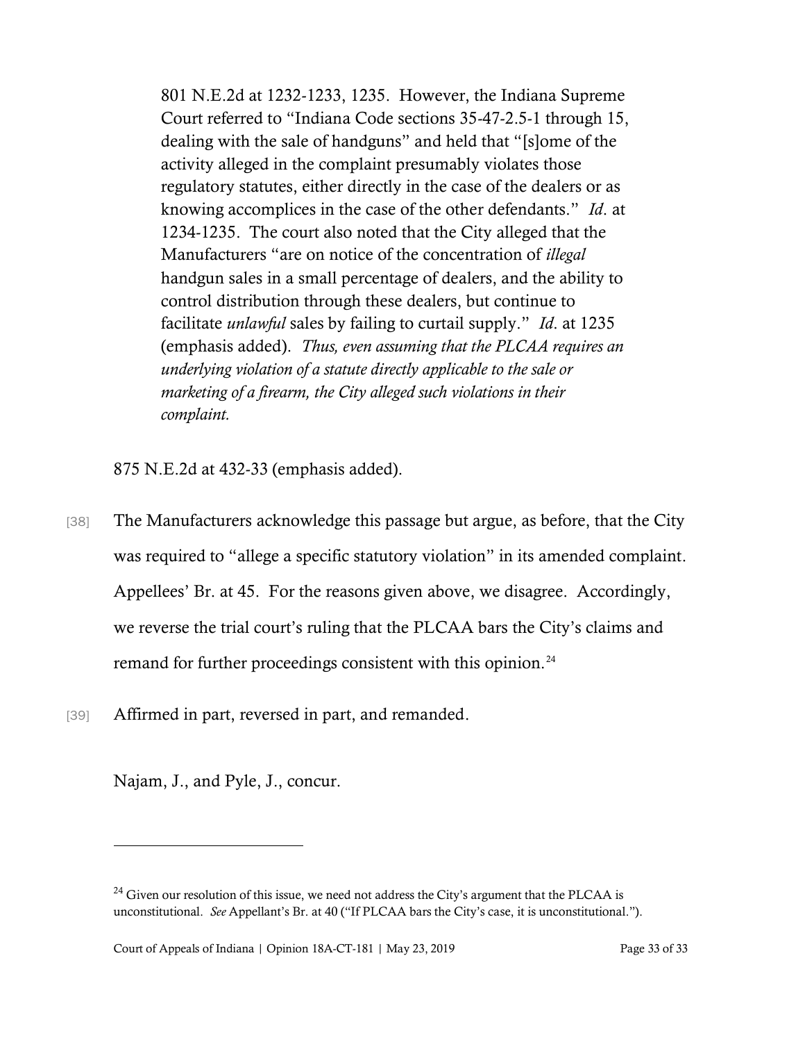> 801 N.E.2d at 1232-1233, 1235. However, the Indiana Supreme Court referred to "Indiana Code sections 35-47-2.5-1 through 15, dealing with the sale of handguns" and held that "[s]ome of the activity alleged in the complaint presumably violates those regulatory statutes, either directly in the case of the dealers or as knowing accomplices in the case of the other defendants." *Id*. at 1234-1235. The court also noted that the City alleged that the Manufacturers "are on notice of the concentration of *illegal* handgun sales in a small percentage of dealers, and the ability to control distribution through these dealers, but continue to facilitate *unlawful* sales by failing to curtail supply." *Id*. at 1235 (emphasis added). *Thus, even assuming that the PLCAA requires an underlying violation of a statute directly applicable to the sale or marketing of a firearm, the City alleged such violations in their complaint.*

875 N.E.2d at 432-33 (emphasis added).

[38] The Manufacturers acknowledge this passage but argue, as before, that the City was required to "allege a specific statutory violation" in its amended complaint. Appellees' Br. at 45. For the reasons given above, we disagree. Accordingly, we reverse the trial court's ruling that the PLCAA bars the City's claims and remand for further proceedings consistent with this opinion.[24]

[39] Affirmed in part, reversed in part, and remanded.

Najam, J., and Pyle, J., concur.

---

[24] Given our resolution of this issue, we need not address the City's argument that the PLCAA is unconstitutional. *See* Appellant's Br. at 40 ("If PLCAA bars the City's case, it is unconstitutional.").